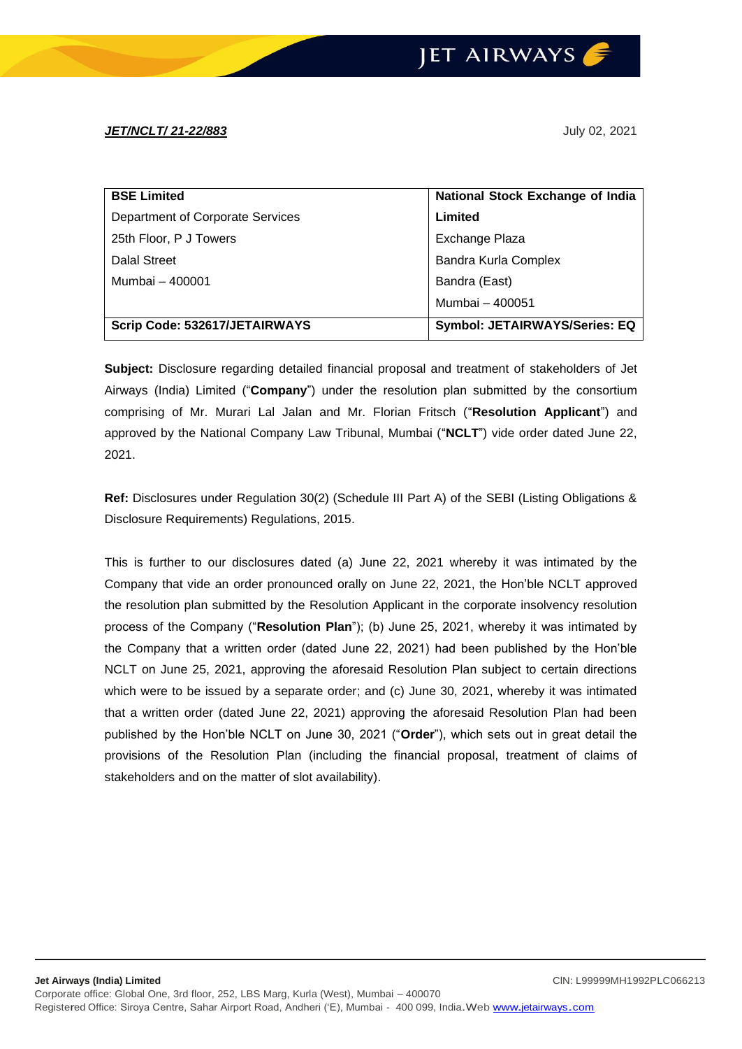***JET/NCLT/ 21-22/883*** July 02, 2021

| | |
|---|---|
| **BSE Limited** | **National Stock Exchange of India Limited** |
| Department of Corporate Services | Exchange Plaza |
| 25th Floor, P J Towers | Bandra Kurla Complex |
| Dalal Street | Bandra (East) |
| Mumbai – 400001 | Mumbai – 400051 |
| **Scrip Code: 532617/JETAIRWAYS** | **Symbol: JETAIRWAYS/Series: EQ** |

**Subject:** Disclosure regarding detailed financial proposal and treatment of stakeholders of Jet Airways (India) Limited ("**Company**") under the resolution plan submitted by the consortium comprising of Mr. Murari Lal Jalan and Mr. Florian Fritsch ("**Resolution Applicant**") and approved by the National Company Law Tribunal, Mumbai ("**NCLT**") vide order dated June 22, 2021.

**Ref:** Disclosures under Regulation 30(2) (Schedule III Part A) of the SEBI (Listing Obligations & Disclosure Requirements) Regulations, 2015.

This is further to our disclosures dated (a) June 22, 2021 whereby it was intimated by the Company that vide an order pronounced orally on June 22, 2021, the Hon'ble NCLT approved the resolution plan submitted by the Resolution Applicant in the corporate insolvency resolution process of the Company ("**Resolution Plan**"); (b) June 25, 2021, whereby it was intimated by the Company that a written order (dated June 22, 2021) had been published by the Hon'ble NCLT on June 25, 2021, approving the aforesaid Resolution Plan subject to certain directions which were to be issued by a separate order; and (c) June 30, 2021, whereby it was intimated that a written order (dated June 22, 2021) approving the aforesaid Resolution Plan had been published by the Hon'ble NCLT on June 30, 2021 ("**Order**"), which sets out in great detail the provisions of the Resolution Plan (including the financial proposal, treatment of claims of stakeholders and on the matter of slot availability).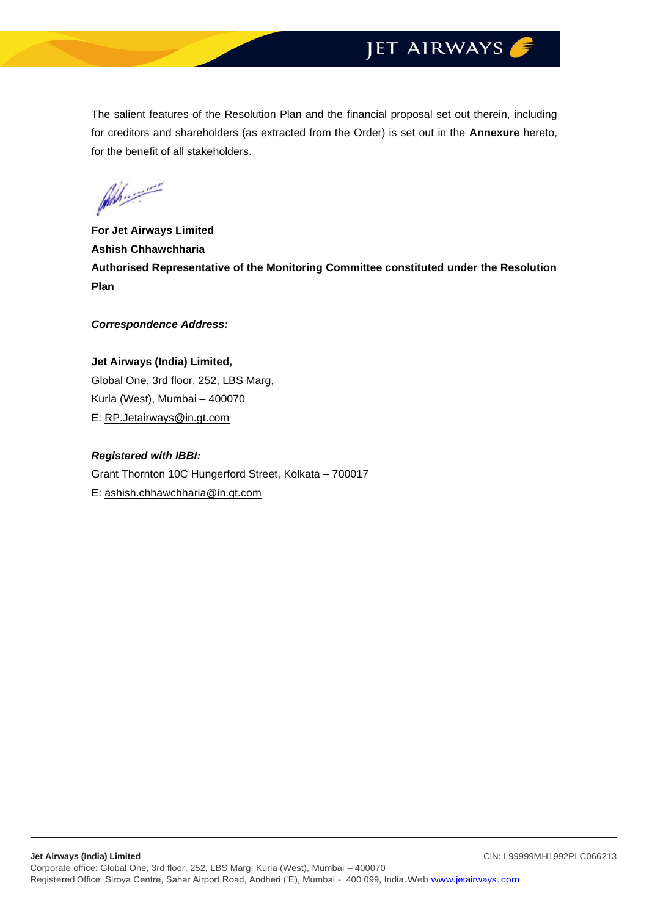The salient features of the Resolution Plan and the financial proposal set out therein, including for creditors and shareholders (as extracted from the Order) is set out in the **Annexure** hereto, for the benefit of all stakeholders.

**For Jet Airways Limited**
**Ashish Chhawchharia**
**Authorised Representative of the Monitoring Committee constituted under the Resolution Plan**

***Correspondence Address:***

**Jet Airways (India) Limited,**
Global One, 3rd floor, 252, LBS Marg,
Kurla (West), Mumbai – 400070
E: RP.Jetairways@in.gt.com

***Registered with IBBI:***
Grant Thornton 10C Hungerford Street, Kolkata – 700017
E: ashish.chhawchharia@in.gt.com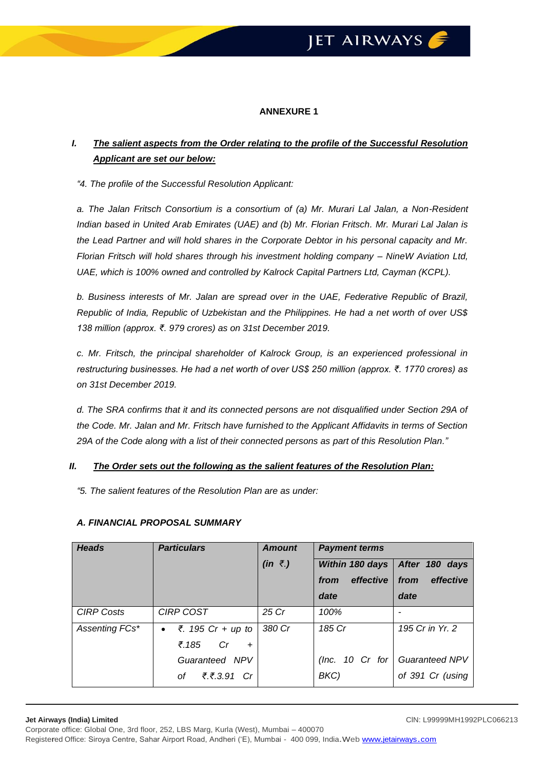**ANNEXURE 1**

***I. The salient aspects from the Order relating to the profile of the Successful Resolution Applicant are set our below:***

*"4. The profile of the Successful Resolution Applicant:*

*a. The Jalan Fritsch Consortium is a consortium of (a) Mr. Murari Lal Jalan, a Non-Resident Indian based in United Arab Emirates (UAE) and (b) Mr. Florian Fritsch. Mr. Murari Lal Jalan is the Lead Partner and will hold shares in the Corporate Debtor in his personal capacity and Mr. Florian Fritsch will hold shares through his investment holding company – NineW Aviation Ltd, UAE, which is 100% owned and controlled by Kalrock Capital Partners Ltd, Cayman (KCPL).*

*b. Business interests of Mr. Jalan are spread over in the UAE, Federative Republic of Brazil, Republic of India, Republic of Uzbekistan and the Philippines. He had a net worth of over US$ 138 million (approx. ₹. 979 crores) as on 31st December 2019.*

*c. Mr. Fritsch, the principal shareholder of Kalrock Group, is an experienced professional in restructuring businesses. He had a net worth of over US$ 250 million (approx. ₹. 1770 crores) as on 31st December 2019.*

*d. The SRA confirms that it and its connected persons are not disqualified under Section 29A of the Code. Mr. Jalan and Mr. Fritsch have furnished to the Applicant Affidavits in terms of Section 29A of the Code along with a list of their connected persons as part of this Resolution Plan."*

***II. The Order sets out the following as the salient features of the Resolution Plan:***

*"5. The salient features of the Resolution Plan are as under:*

***A. FINANCIAL PROPOSAL SUMMARY***

| ***Heads*** | ***Particulars*** | ***Amount (in ₹.)*** | ***Payment terms*** | |
|---|---|---|---|---|
| | | | ***Within 180 days from effective date*** | ***After 180 days from effective date*** |
| *CIRP Costs* | *CIRP COST* | *25 Cr* | *100%* | *-* |
| *Assenting FCs\** | • *₹. 195 Cr + up to ₹.185 Cr + Guaranteed NPV of ₹.₹.3.91 Cr* | *380 Cr* | *185 Cr (Inc. 10 Cr for BKC)* | *195 Cr in Yr. 2 Guaranteed NPV of 391 Cr (using* |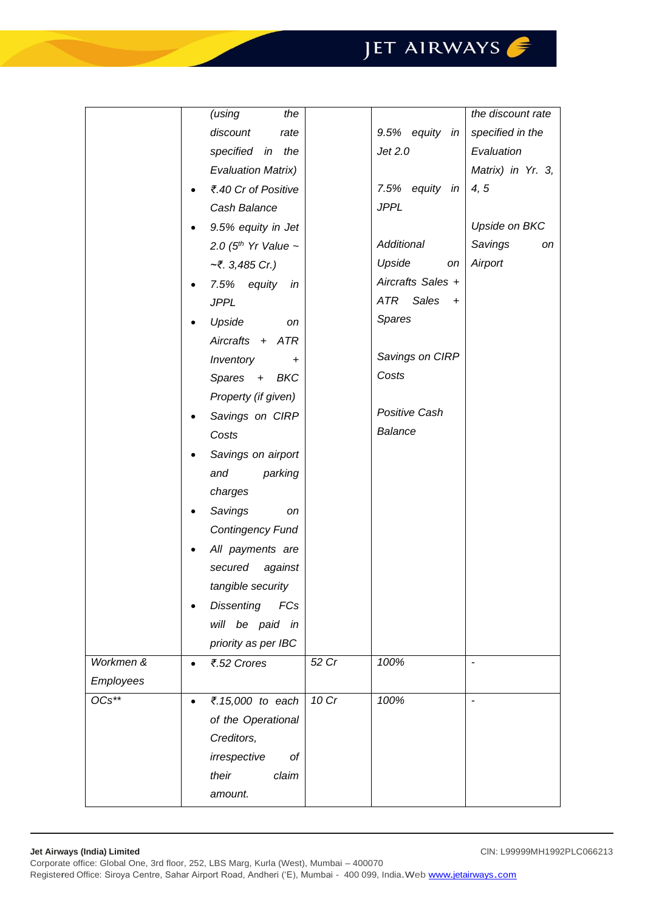| | | | | |
|---|---|---|---|---|
| | (using the discount rate specified in the Evaluation Matrix)<br>• ₹.40 Cr of Positive Cash Balance<br>• 9.5% equity in Jet 2.0 (5th Yr Value ~ ~₹. 3,485 Cr.)<br>• 7.5% equity in JPPL<br>• Upside on Aircrafts + ATR Inventory + Spares + BKC Property (if given)<br>• Savings on CIRP Costs<br>• Savings on airport and parking charges<br>• Savings on Contingency Fund<br>• All payments are secured against tangible security<br>• Dissenting FCs will be paid in priority as per IBC | | 9.5% equity in Jet 2.0<br><br>7.5% equity in JPPL<br><br>Additional Upside on Aircrafts Sales + ATR Sales + Spares<br><br>Savings on CIRP Costs<br><br>Positive Cash Balance | the discount rate specified in the Evaluation Matrix) in Yr. 3, 4, 5<br><br>Upside on BKC Savings on Airport |
| Workmen & Employees | • ₹.52 Crores | 52 Cr | 100% | - |
| OCs** | • ₹.15,000 to each of the Operational Creditors, irrespective of their claim amount. | 10 Cr | 100% | - |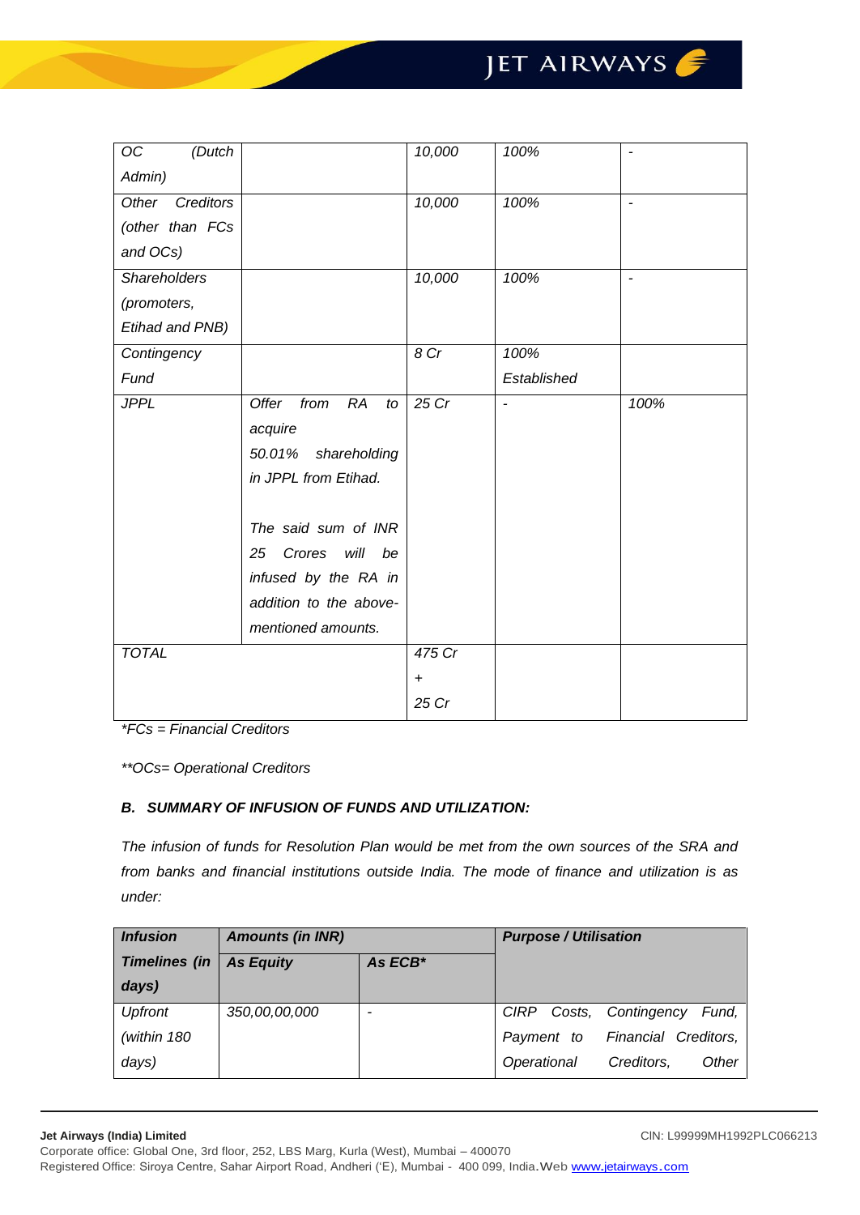| | | | | |
|---|---|---|---|---|
| *OC (Dutch Admin)* | | *10,000* | *100%* | *-* |
| *Other Creditors (other than FCs and OCs)* | | *10,000* | *100%* | *-* |
| *Shareholders (promoters, Etihad and PNB)* | | *10,000* | *100%* | *-* |
| *Contingency Fund* | | *8 Cr* | *100% Established* | |
| *JPPL* | *Offer from RA to acquire 50.01% shareholding in JPPL from Etihad.*<br><br>*The said sum of INR 25 Crores will be infused by the RA in addition to the above-mentioned amounts.* | *25 Cr* | *-* | *100%* |
| *TOTAL* | | *475 Cr + 25 Cr* | | |

**FCs = Financial Creditors*

***OCs= Operational Creditors*

***B. SUMMARY OF INFUSION OF FUNDS AND UTILIZATION:***

*The infusion of funds for Resolution Plan would be met from the own sources of the SRA and from banks and financial institutions outside India. The mode of finance and utilization is as under:*

| ***Infusion Timelines (in days)*** | ***Amounts (in INR)*** | | ***Purpose / Utilisation*** |
|---|---|---|---|
| | ***As Equity*** | ***As ECB**** | |
| *Upfront (within 180 days)* | *350,00,00,000* | *-* | *CIRP Costs, Contingency Fund, Payment to Financial Creditors, Operational Creditors, Other* |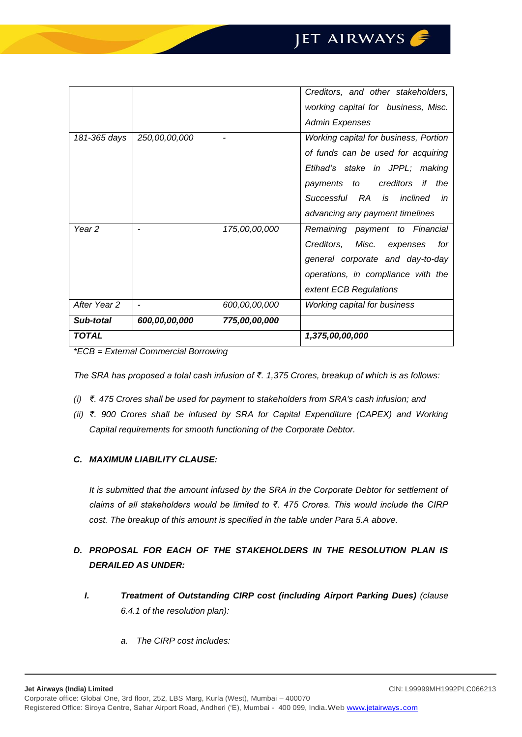| | | | |
|---|---|---|---|
| | | | *Creditors, and other stakeholders, working capital for business, Misc. Admin Expenses* |
| *181-365 days* | *250,00,00,000* | *-* | *Working capital for business, Portion of funds can be used for acquiring Etihad's stake in JPPL; making payments to creditors if the Successful RA is inclined in advancing any payment timelines* |
| *Year 2* | *-* | *175,00,00,000* | *Remaining payment to Financial Creditors, Misc. expenses for general corporate and day-to-day operations, in compliance with the extent ECB Regulations* |
| *After Year 2* | *-* | *600,00,00,000* | *Working capital for business* |
| ***Sub-total*** | ***600,00,00,000*** | ***775,00,00,000*** | |
| ***TOTAL*** | | | ***1,375,00,00,000*** |

*\*ECB = External Commercial Borrowing*

*The SRA has proposed a total cash infusion of ₹. 1,375 Crores, breakup of which is as follows:*

*(i) ₹. 475 Crores shall be used for payment to stakeholders from SRA's cash infusion; and*

*(ii) ₹. 900 Crores shall be infused by SRA for Capital Expenditure (CAPEX) and Working Capital requirements for smooth functioning of the Corporate Debtor.*

***C. MAXIMUM LIABILITY CLAUSE:***

*It is submitted that the amount infused by the SRA in the Corporate Debtor for settlement of claims of all stakeholders would be limited to ₹. 475 Crores. This would include the CIRP cost. The breakup of this amount is specified in the table under Para 5.A above.*

***D. PROPOSAL FOR EACH OF THE STAKEHOLDERS IN THE RESOLUTION PLAN IS DERAILED AS UNDER:***

***I. Treatment of Outstanding CIRP cost (including Airport Parking Dues)*** *(clause 6.4.1 of the resolution plan):*

*a. The CIRP cost includes:*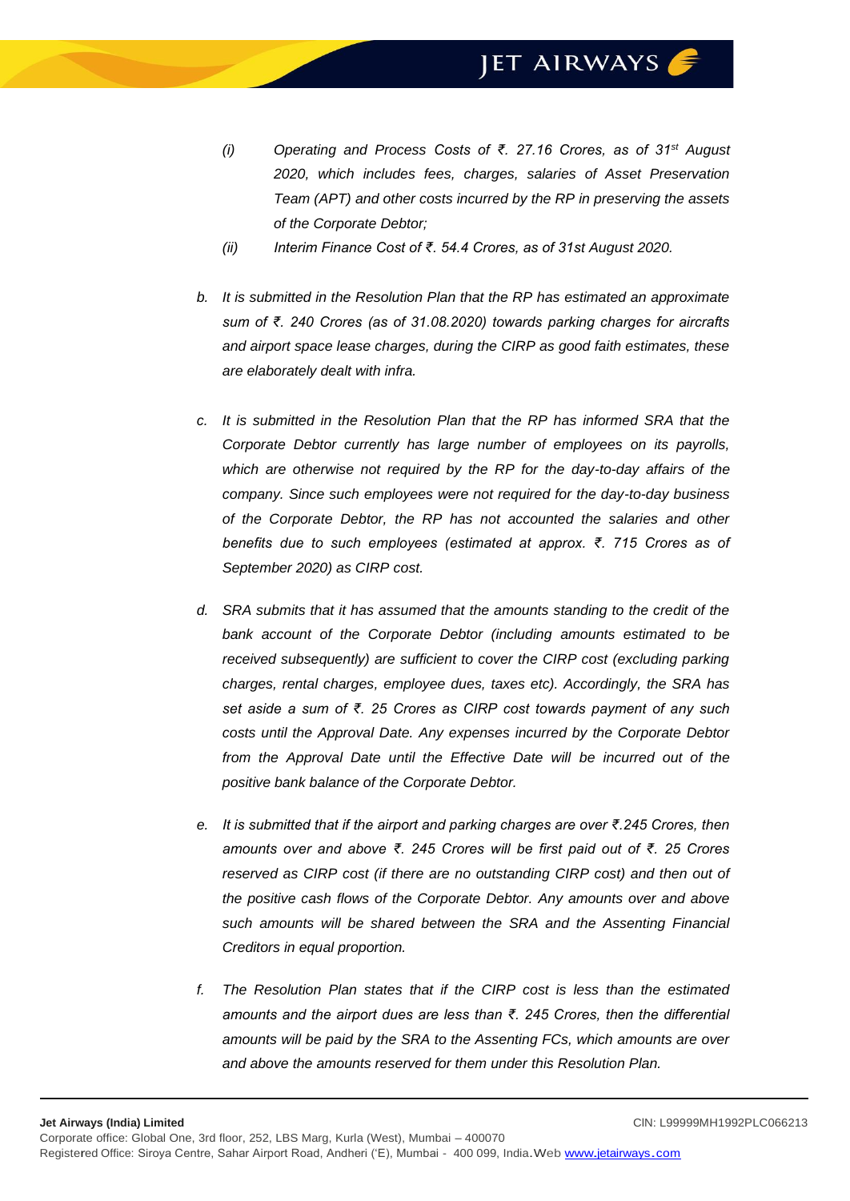*(i) Operating and Process Costs of ₹. 27.16 Crores, as of 31st August 2020, which includes fees, charges, salaries of Asset Preservation Team (APT) and other costs incurred by the RP in preserving the assets of the Corporate Debtor;*

*(ii) Interim Finance Cost of ₹. 54.4 Crores, as of 31st August 2020.*

*b. It is submitted in the Resolution Plan that the RP has estimated an approximate sum of ₹. 240 Crores (as of 31.08.2020) towards parking charges for aircrafts and airport space lease charges, during the CIRP as good faith estimates, these are elaborately dealt with infra.*

*c. It is submitted in the Resolution Plan that the RP has informed SRA that the Corporate Debtor currently has large number of employees on its payrolls, which are otherwise not required by the RP for the day-to-day affairs of the company. Since such employees were not required for the day-to-day business of the Corporate Debtor, the RP has not accounted the salaries and other benefits due to such employees (estimated at approx. ₹. 715 Crores as of September 2020) as CIRP cost.*

*d. SRA submits that it has assumed that the amounts standing to the credit of the bank account of the Corporate Debtor (including amounts estimated to be received subsequently) are sufficient to cover the CIRP cost (excluding parking charges, rental charges, employee dues, taxes etc). Accordingly, the SRA has set aside a sum of ₹. 25 Crores as CIRP cost towards payment of any such costs until the Approval Date. Any expenses incurred by the Corporate Debtor from the Approval Date until the Effective Date will be incurred out of the positive bank balance of the Corporate Debtor.*

*e. It is submitted that if the airport and parking charges are over ₹.245 Crores, then amounts over and above ₹. 245 Crores will be first paid out of ₹. 25 Crores reserved as CIRP cost (if there are no outstanding CIRP cost) and then out of the positive cash flows of the Corporate Debtor. Any amounts over and above such amounts will be shared between the SRA and the Assenting Financial Creditors in equal proportion.*

*f. The Resolution Plan states that if the CIRP cost is less than the estimated amounts and the airport dues are less than ₹. 245 Crores, then the differential amounts will be paid by the SRA to the Assenting FCs, which amounts are over and above the amounts reserved for them under this Resolution Plan.*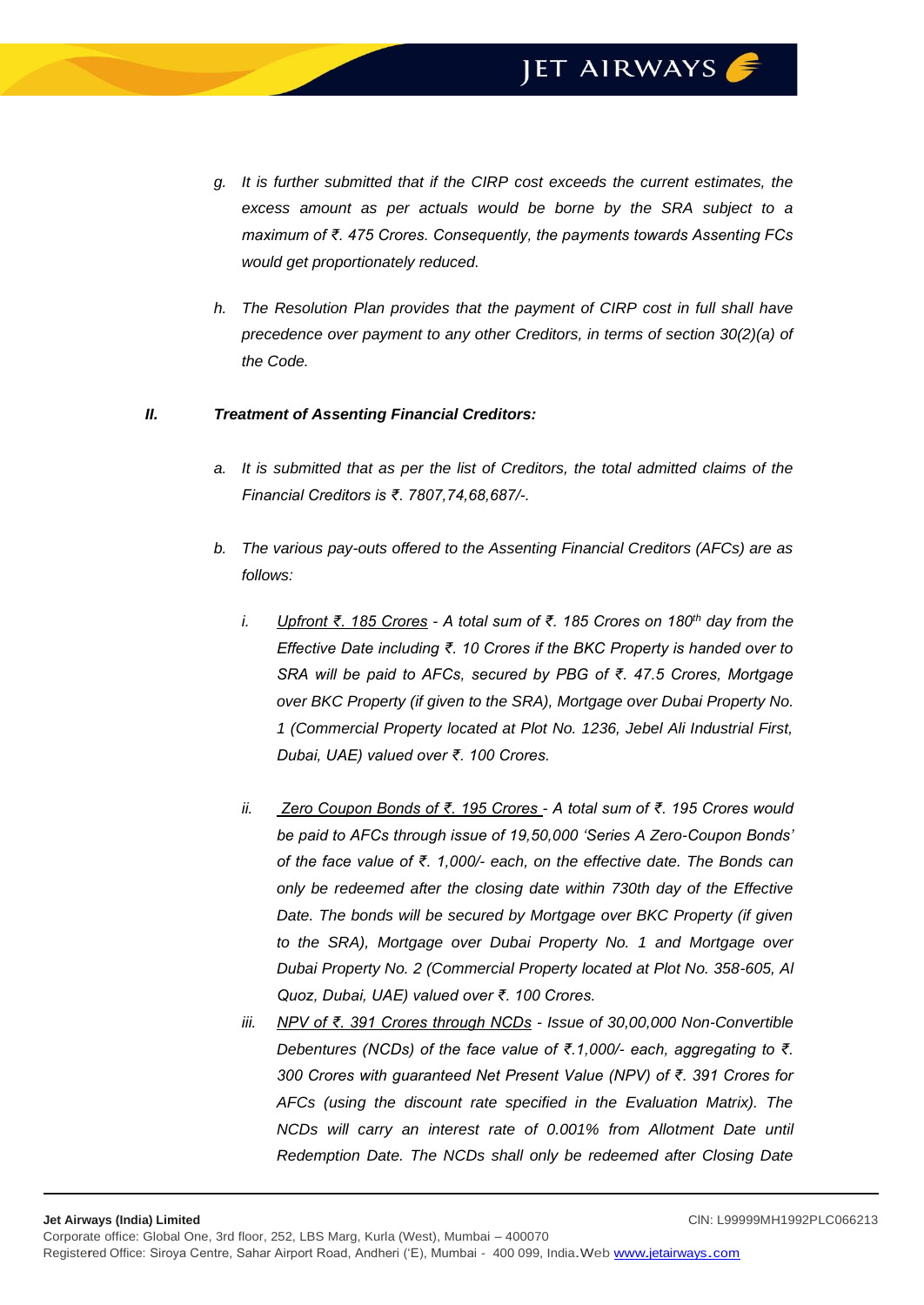- g. *It is further submitted that if the CIRP cost exceeds the current estimates, the excess amount as per actuals would be borne by the SRA subject to a maximum of ₹. 475 Crores. Consequently, the payments towards Assenting FCs would get proportionately reduced.*

- h. *The Resolution Plan provides that the payment of CIRP cost in full shall have precedence over payment to any other Creditors, in terms of section 30(2)(a) of the Code.*

***II. Treatment of Assenting Financial Creditors:***

- a. *It is submitted that as per the list of Creditors, the total admitted claims of the Financial Creditors is ₹. 7807,74,68,687/-.*

- b. *The various pay-outs offered to the Assenting Financial Creditors (AFCs) are as follows:*

  - i. *Upfront ₹. 185 Crores - A total sum of ₹. 185 Crores on 180th day from the Effective Date including ₹. 10 Crores if the BKC Property is handed over to SRA will be paid to AFCs, secured by PBG of ₹. 47.5 Crores, Mortgage over BKC Property (if given to the SRA), Mortgage over Dubai Property No. 1 (Commercial Property located at Plot No. 1236, Jebel Ali Industrial First, Dubai, UAE) valued over ₹. 100 Crores.*

  - ii. *Zero Coupon Bonds of ₹. 195 Crores - A total sum of ₹. 195 Crores would be paid to AFCs through issue of 19,50,000 'Series A Zero-Coupon Bonds' of the face value of ₹. 1,000/- each, on the effective date. The Bonds can only be redeemed after the closing date within 730th day of the Effective Date. The bonds will be secured by Mortgage over BKC Property (if given to the SRA), Mortgage over Dubai Property No. 1 and Mortgage over Dubai Property No. 2 (Commercial Property located at Plot No. 358-605, Al Quoz, Dubai, UAE) valued over ₹. 100 Crores.*

  - iii. *NPV of ₹. 391 Crores through NCDs - Issue of 30,00,000 Non-Convertible Debentures (NCDs) of the face value of ₹.1,000/- each, aggregating to ₹. 300 Crores with guaranteed Net Present Value (NPV) of ₹. 391 Crores for AFCs (using the discount rate specified in the Evaluation Matrix). The NCDs will carry an interest rate of 0.001% from Allotment Date until Redemption Date. The NCDs shall only be redeemed after Closing Date*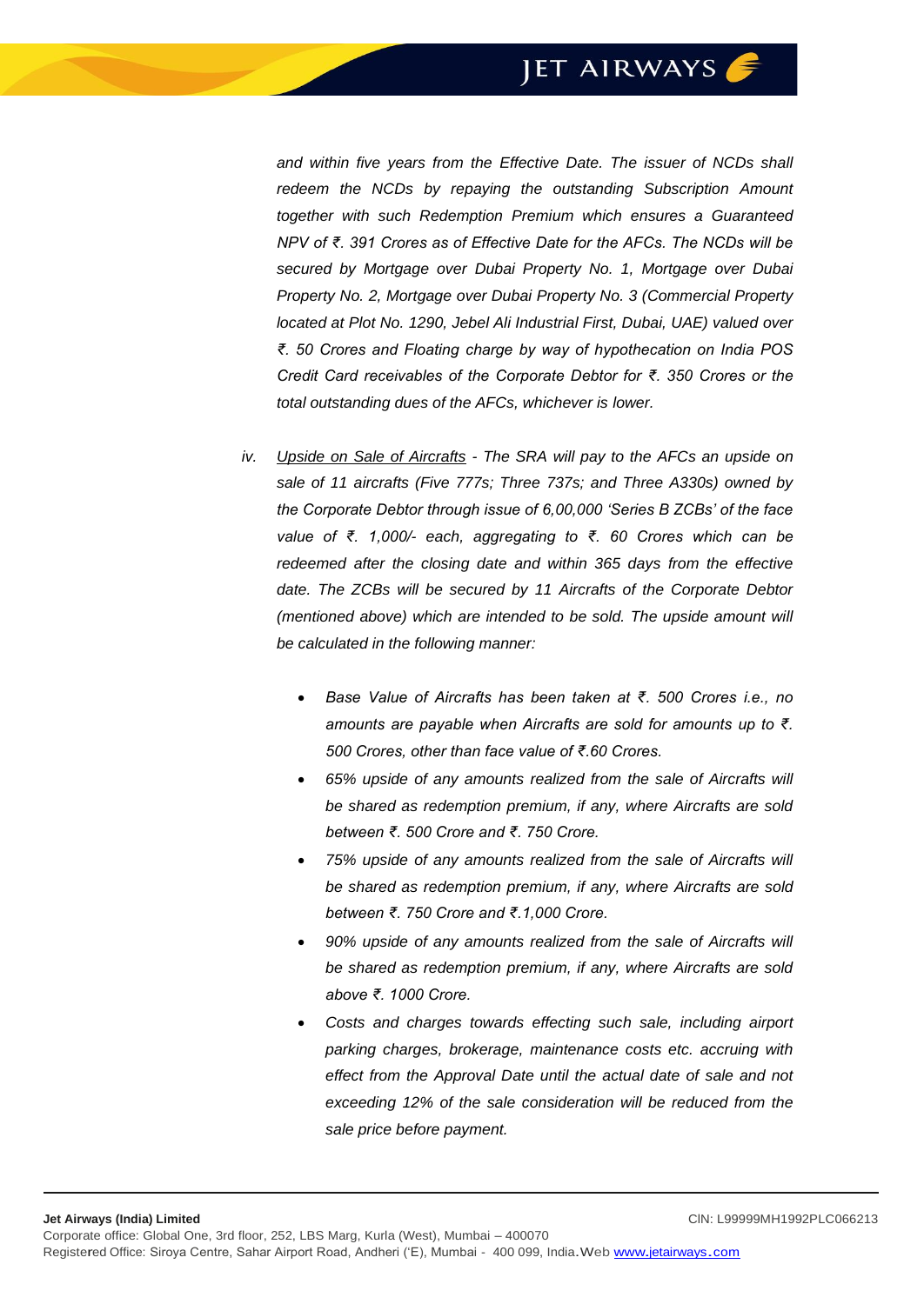*and within five years from the Effective Date. The issuer of NCDs shall redeem the NCDs by repaying the outstanding Subscription Amount together with such Redemption Premium which ensures a Guaranteed NPV of ₹. 391 Crores as of Effective Date for the AFCs. The NCDs will be secured by Mortgage over Dubai Property No. 1, Mortgage over Dubai Property No. 2, Mortgage over Dubai Property No. 3 (Commercial Property located at Plot No. 1290, Jebel Ali Industrial First, Dubai, UAE) valued over ₹. 50 Crores and Floating charge by way of hypothecation on India POS Credit Card receivables of the Corporate Debtor for ₹. 350 Crores or the total outstanding dues of the AFCs, whichever is lower.*

iv. *Upside on Sale of Aircrafts - The SRA will pay to the AFCs an upside on sale of 11 aircrafts (Five 777s; Three 737s; and Three A330s) owned by the Corporate Debtor through issue of 6,00,000 'Series B ZCBs' of the face value of ₹. 1,000/- each, aggregating to ₹. 60 Crores which can be redeemed after the closing date and within 365 days from the effective date. The ZCBs will be secured by 11 Aircrafts of the Corporate Debtor (mentioned above) which are intended to be sold. The upside amount will be calculated in the following manner:*

- *Base Value of Aircrafts has been taken at ₹. 500 Crores i.e., no amounts are payable when Aircrafts are sold for amounts up to ₹. 500 Crores, other than face value of ₹.60 Crores.*
- *65% upside of any amounts realized from the sale of Aircrafts will be shared as redemption premium, if any, where Aircrafts are sold between ₹. 500 Crore and ₹. 750 Crore.*
- *75% upside of any amounts realized from the sale of Aircrafts will be shared as redemption premium, if any, where Aircrafts are sold between ₹. 750 Crore and ₹.1,000 Crore.*
- *90% upside of any amounts realized from the sale of Aircrafts will be shared as redemption premium, if any, where Aircrafts are sold above ₹. 1000 Crore.*
- *Costs and charges towards effecting such sale, including airport parking charges, brokerage, maintenance costs etc. accruing with effect from the Approval Date until the actual date of sale and not exceeding 12% of the sale consideration will be reduced from the sale price before payment.*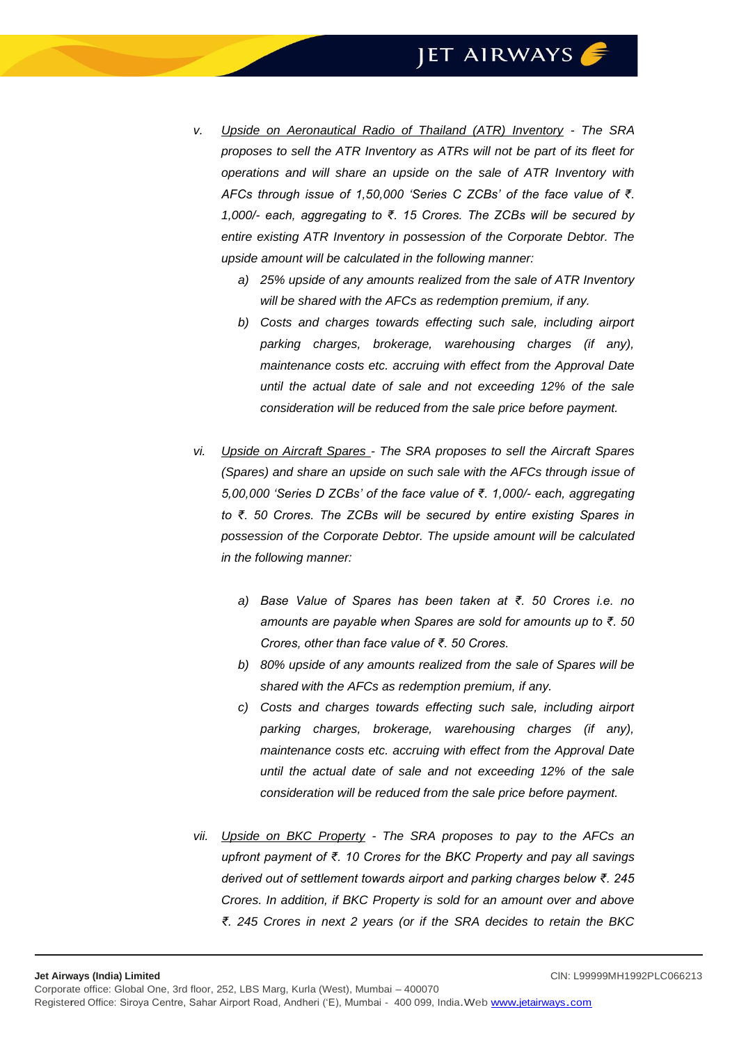v. *<u>Upside on Aeronautical Radio of Thailand (ATR) Inventory</u> - The SRA proposes to sell the ATR Inventory as ATRs will not be part of its fleet for operations and will share an upside on the sale of ATR Inventory with AFCs through issue of 1,50,000 'Series C ZCBs' of the face value of ₹. 1,000/- each, aggregating to ₹. 15 Crores. The ZCBs will be secured by entire existing ATR Inventory in possession of the Corporate Debtor. The upside amount will be calculated in the following manner:*

   a) *25% upside of any amounts realized from the sale of ATR Inventory will be shared with the AFCs as redemption premium, if any.*
   b) *Costs and charges towards effecting such sale, including airport parking charges, brokerage, warehousing charges (if any), maintenance costs etc. accruing with effect from the Approval Date until the actual date of sale and not exceeding 12% of the sale consideration will be reduced from the sale price before payment.*

vi. *<u>Upside on Aircraft Spares</u> - The SRA proposes to sell the Aircraft Spares (Spares) and share an upside on such sale with the AFCs through issue of 5,00,000 'Series D ZCBs' of the face value of ₹. 1,000/- each, aggregating to ₹. 50 Crores. The ZCBs will be secured by entire existing Spares in possession of the Corporate Debtor. The upside amount will be calculated in the following manner:*

   a) *Base Value of Spares has been taken at ₹. 50 Crores i.e. no amounts are payable when Spares are sold for amounts up to ₹. 50 Crores, other than face value of ₹. 50 Crores.*
   b) *80% upside of any amounts realized from the sale of Spares will be shared with the AFCs as redemption premium, if any.*
   c) *Costs and charges towards effecting such sale, including airport parking charges, brokerage, warehousing charges (if any), maintenance costs etc. accruing with effect from the Approval Date until the actual date of sale and not exceeding 12% of the sale consideration will be reduced from the sale price before payment.*

vii. *<u>Upside on BKC Property</u> - The SRA proposes to pay to the AFCs an upfront payment of ₹. 10 Crores for the BKC Property and pay all savings derived out of settlement towards airport and parking charges below ₹. 245 Crores. In addition, if BKC Property is sold for an amount over and above ₹. 245 Crores in next 2 years (or if the SRA decides to retain the BKC*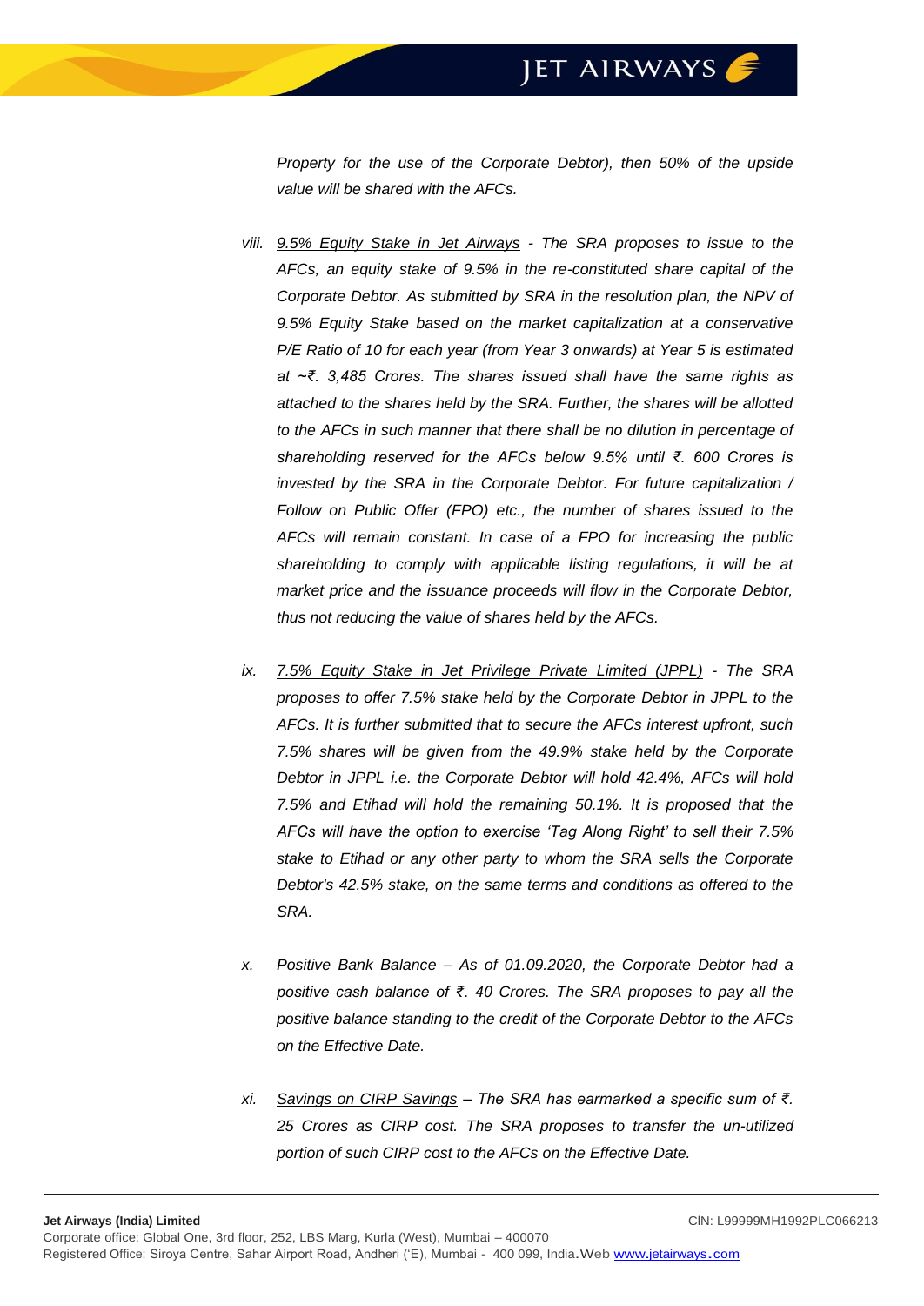*Property for the use of the Corporate Debtor), then 50% of the upside value will be shared with the AFCs.*

viii. *<u>9.5% Equity Stake in Jet Airways</u> - The SRA proposes to issue to the AFCs, an equity stake of 9.5% in the re-constituted share capital of the Corporate Debtor. As submitted by SRA in the resolution plan, the NPV of 9.5% Equity Stake based on the market capitalization at a conservative P/E Ratio of 10 for each year (from Year 3 onwards) at Year 5 is estimated at ~₹. 3,485 Crores. The shares issued shall have the same rights as attached to the shares held by the SRA. Further, the shares will be allotted to the AFCs in such manner that there shall be no dilution in percentage of shareholding reserved for the AFCs below 9.5% until ₹. 600 Crores is invested by the SRA in the Corporate Debtor. For future capitalization / Follow on Public Offer (FPO) etc., the number of shares issued to the AFCs will remain constant. In case of a FPO for increasing the public shareholding to comply with applicable listing regulations, it will be at market price and the issuance proceeds will flow in the Corporate Debtor, thus not reducing the value of shares held by the AFCs.*

ix. *<u>7.5% Equity Stake in Jet Privilege Private Limited (JPPL)</u> - The SRA proposes to offer 7.5% stake held by the Corporate Debtor in JPPL to the AFCs. It is further submitted that to secure the AFCs interest upfront, such 7.5% shares will be given from the 49.9% stake held by the Corporate Debtor in JPPL i.e. the Corporate Debtor will hold 42.4%, AFCs will hold 7.5% and Etihad will hold the remaining 50.1%. It is proposed that the AFCs will have the option to exercise 'Tag Along Right' to sell their 7.5% stake to Etihad or any other party to whom the SRA sells the Corporate Debtor's 42.5% stake, on the same terms and conditions as offered to the SRA.*

x. *<u>Positive Bank Balance</u> – As of 01.09.2020, the Corporate Debtor had a positive cash balance of ₹. 40 Crores. The SRA proposes to pay all the positive balance standing to the credit of the Corporate Debtor to the AFCs on the Effective Date.*

xi. *<u>Savings on CIRP Savings</u> – The SRA has earmarked a specific sum of ₹. 25 Crores as CIRP cost. The SRA proposes to transfer the un-utilized portion of such CIRP cost to the AFCs on the Effective Date.*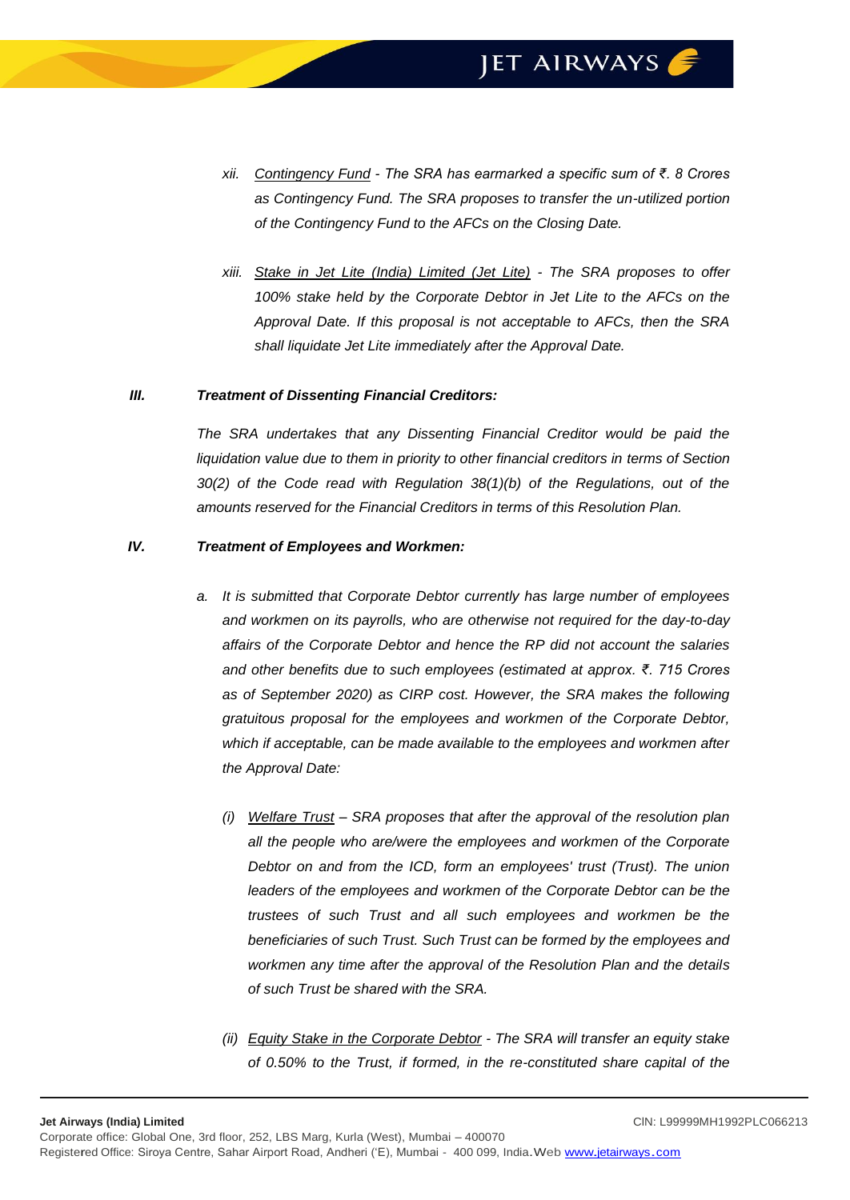*xii. <u>Contingency Fund</u> - The SRA has earmarked a specific sum of ₹. 8 Crores as Contingency Fund. The SRA proposes to transfer the un-utilized portion of the Contingency Fund to the AFCs on the Closing Date.*

*xiii. <u>Stake in Jet Lite (India) Limited (Jet Lite)</u> - The SRA proposes to offer 100% stake held by the Corporate Debtor in Jet Lite to the AFCs on the Approval Date. If this proposal is not acceptable to AFCs, then the SRA shall liquidate Jet Lite immediately after the Approval Date.*

***III. Treatment of Dissenting Financial Creditors:***

*The SRA undertakes that any Dissenting Financial Creditor would be paid the liquidation value due to them in priority to other financial creditors in terms of Section 30(2) of the Code read with Regulation 38(1)(b) of the Regulations, out of the amounts reserved for the Financial Creditors in terms of this Resolution Plan.*

***IV. Treatment of Employees and Workmen:***

*a. It is submitted that Corporate Debtor currently has large number of employees and workmen on its payrolls, who are otherwise not required for the day-to-day affairs of the Corporate Debtor and hence the RP did not account the salaries and other benefits due to such employees (estimated at approx. ₹. 715 Crores as of September 2020) as CIRP cost. However, the SRA makes the following gratuitous proposal for the employees and workmen of the Corporate Debtor, which if acceptable, can be made available to the employees and workmen after the Approval Date:*

*(i) <u>Welfare Trust</u> – SRA proposes that after the approval of the resolution plan all the people who are/were the employees and workmen of the Corporate Debtor on and from the ICD, form an employees' trust (Trust). The union leaders of the employees and workmen of the Corporate Debtor can be the trustees of such Trust and all such employees and workmen be the beneficiaries of such Trust. Such Trust can be formed by the employees and workmen any time after the approval of the Resolution Plan and the details of such Trust be shared with the SRA.*

*(ii) <u>Equity Stake in the Corporate Debtor</u> - The SRA will transfer an equity stake of 0.50% to the Trust, if formed, in the re-constituted share capital of the*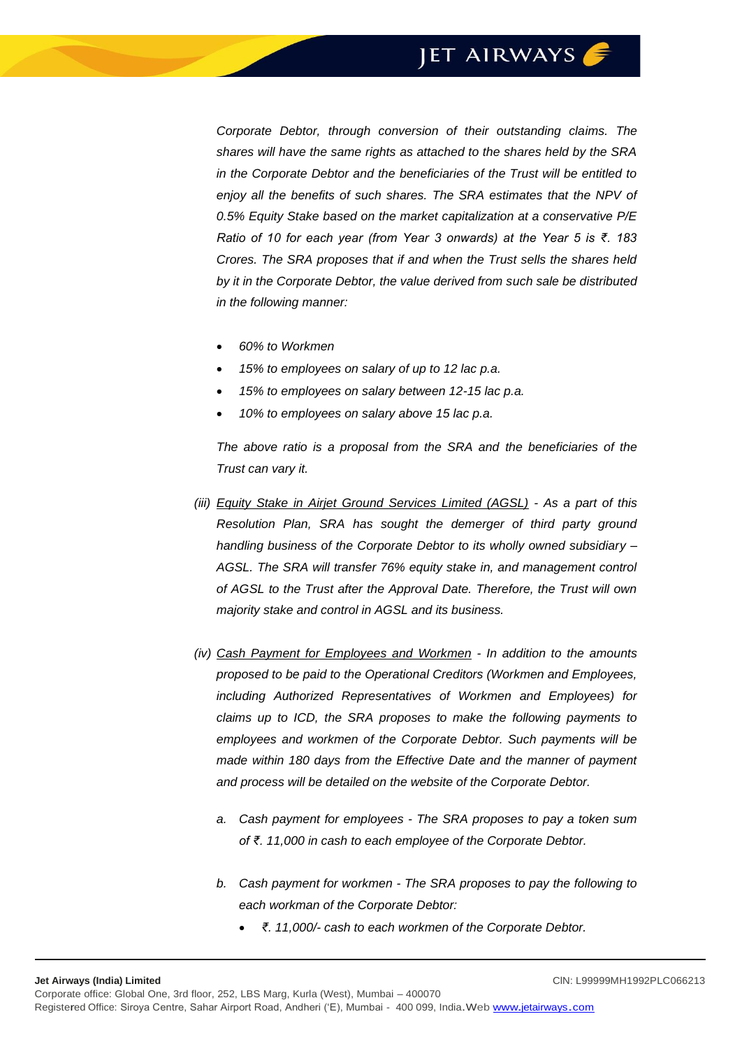*Corporate Debtor, through conversion of their outstanding claims. The shares will have the same rights as attached to the shares held by the SRA in the Corporate Debtor and the beneficiaries of the Trust will be entitled to enjoy all the benefits of such shares. The SRA estimates that the NPV of 0.5% Equity Stake based on the market capitalization at a conservative P/E Ratio of 10 for each year (from Year 3 onwards) at the Year 5 is ₹. 183 Crores. The SRA proposes that if and when the Trust sells the shares held by it in the Corporate Debtor, the value derived from such sale be distributed in the following manner:*

- *60% to Workmen*
- *15% to employees on salary of up to 12 lac p.a.*
- *15% to employees on salary between 12-15 lac p.a.*
- *10% to employees on salary above 15 lac p.a.*

*The above ratio is a proposal from the SRA and the beneficiaries of the Trust can vary it.*

*(iii) Equity Stake in Airjet Ground Services Limited (AGSL) - As a part of this Resolution Plan, SRA has sought the demerger of third party ground handling business of the Corporate Debtor to its wholly owned subsidiary – AGSL. The SRA will transfer 76% equity stake in, and management control of AGSL to the Trust after the Approval Date. Therefore, the Trust will own majority stake and control in AGSL and its business.*

*(iv) Cash Payment for Employees and Workmen - In addition to the amounts proposed to be paid to the Operational Creditors (Workmen and Employees, including Authorized Representatives of Workmen and Employees) for claims up to ICD, the SRA proposes to make the following payments to employees and workmen of the Corporate Debtor. Such payments will be made within 180 days from the Effective Date and the manner of payment and process will be detailed on the website of the Corporate Debtor.*

*a. Cash payment for employees - The SRA proposes to pay a token sum of ₹. 11,000 in cash to each employee of the Corporate Debtor.*

*b. Cash payment for workmen - The SRA proposes to pay the following to each workman of the Corporate Debtor:*

- *₹. 11,000/- cash to each workmen of the Corporate Debtor.*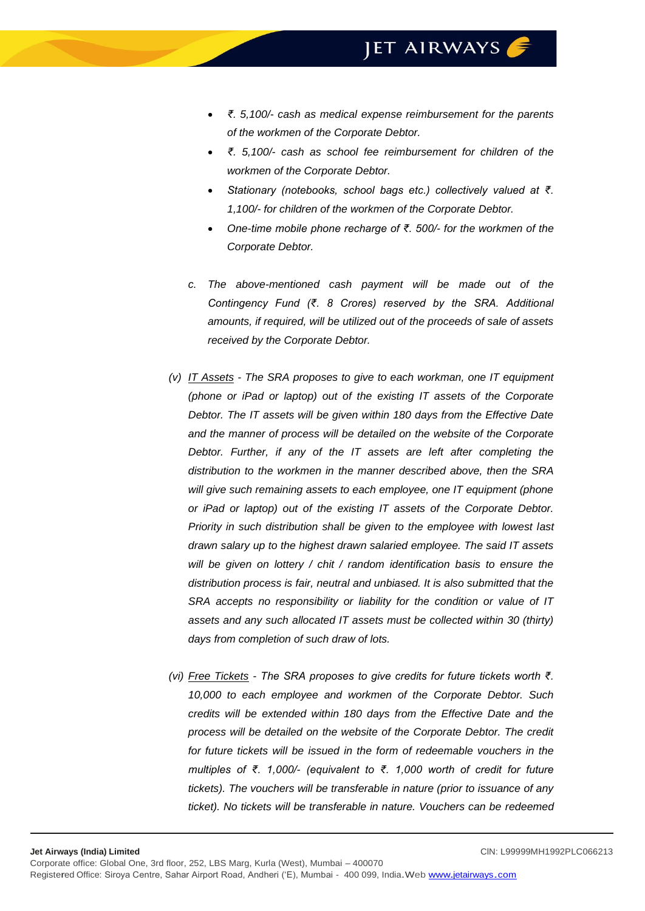- *₹. 5,100/- cash as medical expense reimbursement for the parents of the workmen of the Corporate Debtor.*
- *₹. 5,100/- cash as school fee reimbursement for children of the workmen of the Corporate Debtor.*
- *Stationary (notebooks, school bags etc.) collectively valued at ₹. 1,100/- for children of the workmen of the Corporate Debtor.*
- *One-time mobile phone recharge of ₹. 500/- for the workmen of the Corporate Debtor.*

c. *The above-mentioned cash payment will be made out of the Contingency Fund (₹. 8 Crores) reserved by the SRA. Additional amounts, if required, will be utilized out of the proceeds of sale of assets received by the Corporate Debtor.*

*(v) <u>IT Assets</u> - The SRA proposes to give to each workman, one IT equipment (phone or iPad or laptop) out of the existing IT assets of the Corporate Debtor. The IT assets will be given within 180 days from the Effective Date and the manner of process will be detailed on the website of the Corporate Debtor. Further, if any of the IT assets are left after completing the distribution to the workmen in the manner described above, then the SRA will give such remaining assets to each employee, one IT equipment (phone or iPad or laptop) out of the existing IT assets of the Corporate Debtor. Priority in such distribution shall be given to the employee with lowest last drawn salary up to the highest drawn salaried employee. The said IT assets will be given on lottery / chit / random identification basis to ensure the distribution process is fair, neutral and unbiased. It is also submitted that the SRA accepts no responsibility or liability for the condition or value of IT assets and any such allocated IT assets must be collected within 30 (thirty) days from completion of such draw of lots.*

*(vi) <u>Free Tickets</u> - The SRA proposes to give credits for future tickets worth ₹. 10,000 to each employee and workmen of the Corporate Debtor. Such credits will be extended within 180 days from the Effective Date and the process will be detailed on the website of the Corporate Debtor. The credit for future tickets will be issued in the form of redeemable vouchers in the multiples of ₹. 1,000/- (equivalent to ₹. 1,000 worth of credit for future tickets). The vouchers will be transferable in nature (prior to issuance of any ticket). No tickets will be transferable in nature. Vouchers can be redeemed*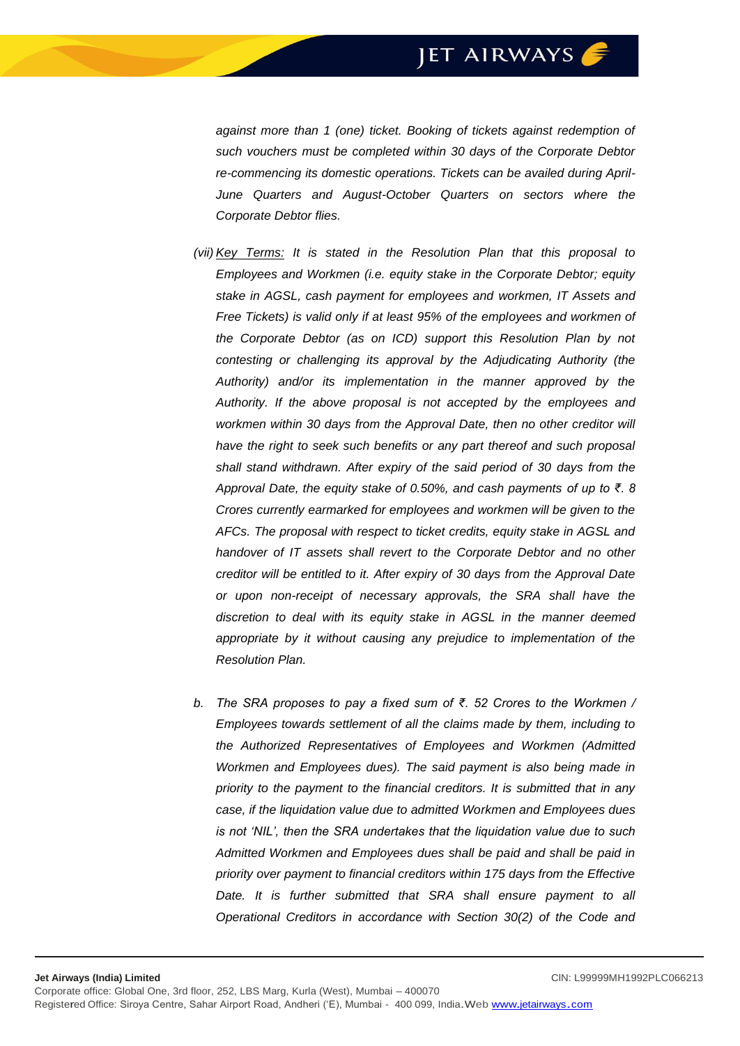*against more than 1 (one) ticket. Booking of tickets against redemption of such vouchers must be completed within 30 days of the Corporate Debtor re-commencing its domestic operations. Tickets can be availed during April-June Quarters and August-October Quarters on sectors where the Corporate Debtor flies.*

*(vii) Key Terms: It is stated in the Resolution Plan that this proposal to Employees and Workmen (i.e. equity stake in the Corporate Debtor; equity stake in AGSL, cash payment for employees and workmen, IT Assets and Free Tickets) is valid only if at least 95% of the employees and workmen of the Corporate Debtor (as on ICD) support this Resolution Plan by not contesting or challenging its approval by the Adjudicating Authority (the Authority) and/or its implementation in the manner approved by the Authority. If the above proposal is not accepted by the employees and workmen within 30 days from the Approval Date, then no other creditor will have the right to seek such benefits or any part thereof and such proposal shall stand withdrawn. After expiry of the said period of 30 days from the Approval Date, the equity stake of 0.50%, and cash payments of up to ₹. 8 Crores currently earmarked for employees and workmen will be given to the AFCs. The proposal with respect to ticket credits, equity stake in AGSL and handover of IT assets shall revert to the Corporate Debtor and no other creditor will be entitled to it. After expiry of 30 days from the Approval Date or upon non-receipt of necessary approvals, the SRA shall have the discretion to deal with its equity stake in AGSL in the manner deemed appropriate by it without causing any prejudice to implementation of the Resolution Plan.*

*b. The SRA proposes to pay a fixed sum of ₹. 52 Crores to the Workmen / Employees towards settlement of all the claims made by them, including to the Authorized Representatives of Employees and Workmen (Admitted Workmen and Employees dues). The said payment is also being made in priority to the payment to the financial creditors. It is submitted that in any case, if the liquidation value due to admitted Workmen and Employees dues is not 'NIL', then the SRA undertakes that the liquidation value due to such Admitted Workmen and Employees dues shall be paid and shall be paid in priority over payment to financial creditors within 175 days from the Effective Date. It is further submitted that SRA shall ensure payment to all Operational Creditors in accordance with Section 30(2) of the Code and*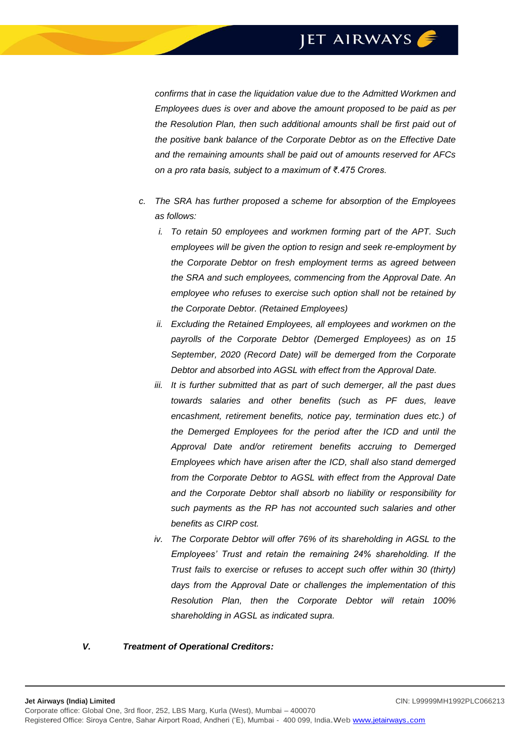*confirms that in case the liquidation value due to the Admitted Workmen and Employees dues is over and above the amount proposed to be paid as per the Resolution Plan, then such additional amounts shall be first paid out of the positive bank balance of the Corporate Debtor as on the Effective Date and the remaining amounts shall be paid out of amounts reserved for AFCs on a pro rata basis, subject to a maximum of ₹.475 Crores.*

c. *The SRA has further proposed a scheme for absorption of the Employees as follows:*

   i. *To retain 50 employees and workmen forming part of the APT. Such employees will be given the option to resign and seek re-employment by the Corporate Debtor on fresh employment terms as agreed between the SRA and such employees, commencing from the Approval Date. An employee who refuses to exercise such option shall not be retained by the Corporate Debtor. (Retained Employees)*

   ii. *Excluding the Retained Employees, all employees and workmen on the payrolls of the Corporate Debtor (Demerged Employees) as on 15 September, 2020 (Record Date) will be demerged from the Corporate Debtor and absorbed into AGSL with effect from the Approval Date.*

   iii. *It is further submitted that as part of such demerger, all the past dues towards salaries and other benefits (such as PF dues, leave encashment, retirement benefits, notice pay, termination dues etc.) of the Demerged Employees for the period after the ICD and until the Approval Date and/or retirement benefits accruing to Demerged Employees which have arisen after the ICD, shall also stand demerged from the Corporate Debtor to AGSL with effect from the Approval Date and the Corporate Debtor shall absorb no liability or responsibility for such payments as the RP has not accounted such salaries and other benefits as CIRP cost.*

   iv. *The Corporate Debtor will offer 76% of its shareholding in AGSL to the Employees' Trust and retain the remaining 24% shareholding. If the Trust fails to exercise or refuses to accept such offer within 30 (thirty) days from the Approval Date or challenges the implementation of this Resolution Plan, then the Corporate Debtor will retain 100% shareholding in AGSL as indicated supra.*

***V. Treatment of Operational Creditors:***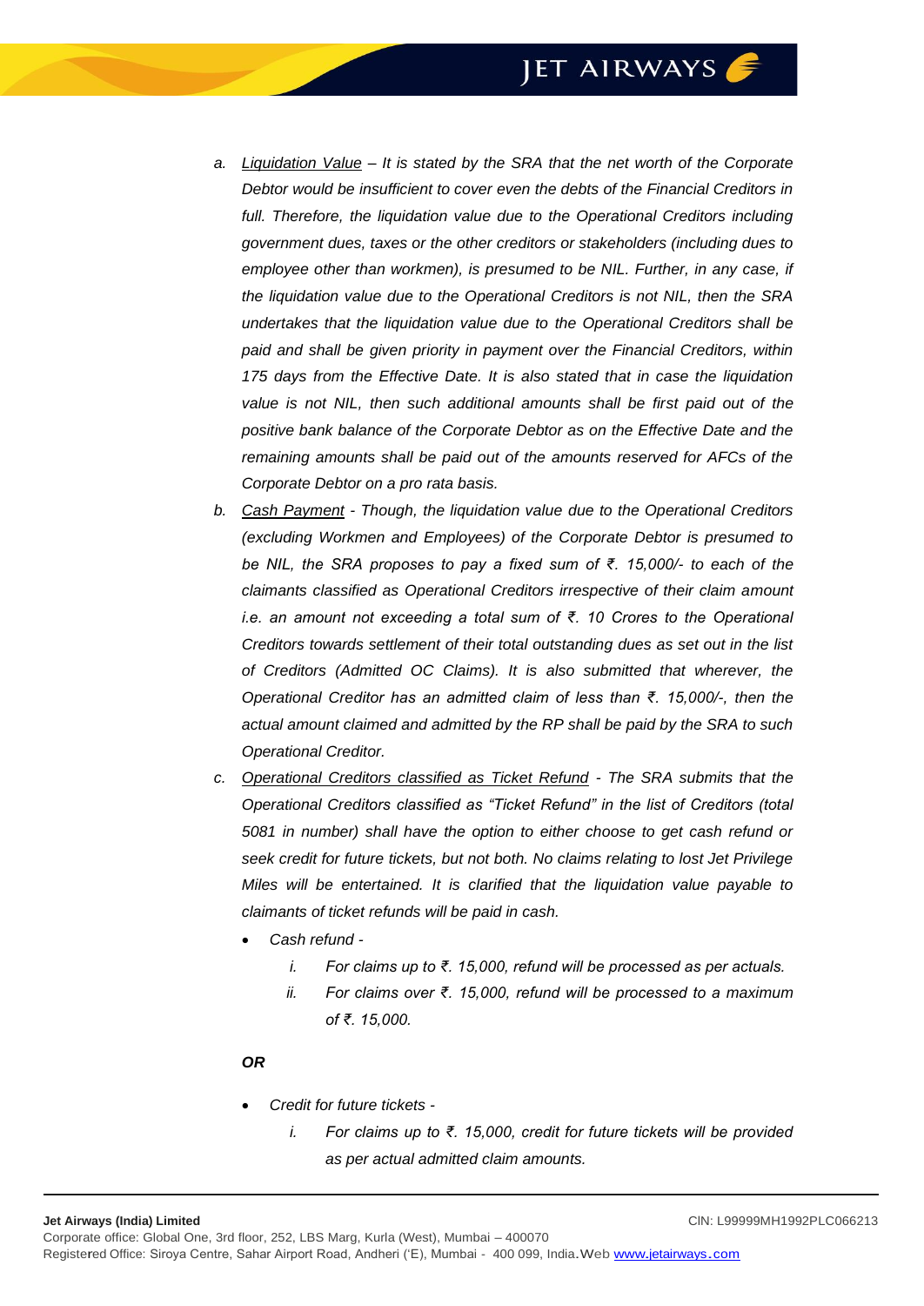a. *Liquidation Value – It is stated by the SRA that the net worth of the Corporate Debtor would be insufficient to cover even the debts of the Financial Creditors in full. Therefore, the liquidation value due to the Operational Creditors including government dues, taxes or the other creditors or stakeholders (including dues to employee other than workmen), is presumed to be NIL. Further, in any case, if the liquidation value due to the Operational Creditors is not NIL, then the SRA undertakes that the liquidation value due to the Operational Creditors shall be paid and shall be given priority in payment over the Financial Creditors, within 175 days from the Effective Date. It is also stated that in case the liquidation value is not NIL, then such additional amounts shall be first paid out of the positive bank balance of the Corporate Debtor as on the Effective Date and the remaining amounts shall be paid out of the amounts reserved for AFCs of the Corporate Debtor on a pro rata basis.*

b. *Cash Payment - Though, the liquidation value due to the Operational Creditors (excluding Workmen and Employees) of the Corporate Debtor is presumed to be NIL, the SRA proposes to pay a fixed sum of ₹. 15,000/- to each of the claimants classified as Operational Creditors irrespective of their claim amount i.e. an amount not exceeding a total sum of ₹. 10 Crores to the Operational Creditors towards settlement of their total outstanding dues as set out in the list of Creditors (Admitted OC Claims). It is also submitted that wherever, the Operational Creditor has an admitted claim of less than ₹. 15,000/-, then the actual amount claimed and admitted by the RP shall be paid by the SRA to such Operational Creditor.*

c. *Operational Creditors classified as Ticket Refund - The SRA submits that the Operational Creditors classified as "Ticket Refund" in the list of Creditors (total 5081 in number) shall have the option to either choose to get cash refund or seek credit for future tickets, but not both. No claims relating to lost Jet Privilege Miles will be entertained. It is clarified that the liquidation value payable to claimants of ticket refunds will be paid in cash.*

   - *Cash refund -*
     i. *For claims up to ₹. 15,000, refund will be processed as per actuals.*
     ii. *For claims over ₹. 15,000, refund will be processed to a maximum of ₹. 15,000.*

   ***OR***

   - *Credit for future tickets -*
     i. *For claims up to ₹. 15,000, credit for future tickets will be provided as per actual admitted claim amounts.*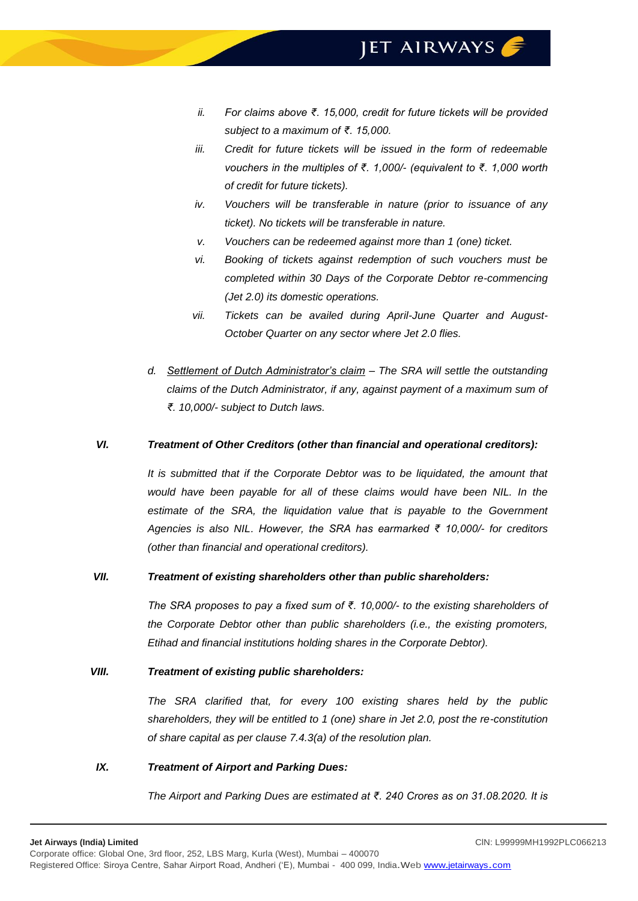ii. *For claims above ₹. 15,000, credit for future tickets will be provided subject to a maximum of ₹. 15,000.*

iii. *Credit for future tickets will be issued in the form of redeemable vouchers in the multiples of ₹. 1,000/- (equivalent to ₹. 1,000 worth of credit for future tickets).*

iv. *Vouchers will be transferable in nature (prior to issuance of any ticket). No tickets will be transferable in nature.*

v. *Vouchers can be redeemed against more than 1 (one) ticket.*

vi. *Booking of tickets against redemption of such vouchers must be completed within 30 Days of the Corporate Debtor re-commencing (Jet 2.0) its domestic operations.*

vii. *Tickets can be availed during April-June Quarter and August-October Quarter on any sector where Jet 2.0 flies.*

d. *Settlement of Dutch Administrator's claim – The SRA will settle the outstanding claims of the Dutch Administrator, if any, against payment of a maximum sum of ₹. 10,000/- subject to Dutch laws.*

***VI. Treatment of Other Creditors (other than financial and operational creditors):***

*It is submitted that if the Corporate Debtor was to be liquidated, the amount that would have been payable for all of these claims would have been NIL. In the estimate of the SRA, the liquidation value that is payable to the Government Agencies is also NIL. However, the SRA has earmarked ₹ 10,000/- for creditors (other than financial and operational creditors).*

***VII. Treatment of existing shareholders other than public shareholders:***

*The SRA proposes to pay a fixed sum of ₹. 10,000/- to the existing shareholders of the Corporate Debtor other than public shareholders (i.e., the existing promoters, Etihad and financial institutions holding shares in the Corporate Debtor).*

***VIII. Treatment of existing public shareholders:***

*The SRA clarified that, for every 100 existing shares held by the public shareholders, they will be entitled to 1 (one) share in Jet 2.0, post the re-constitution of share capital as per clause 7.4.3(a) of the resolution plan.*

***IX. Treatment of Airport and Parking Dues:***

*The Airport and Parking Dues are estimated at ₹. 240 Crores as on 31.08.2020. It is*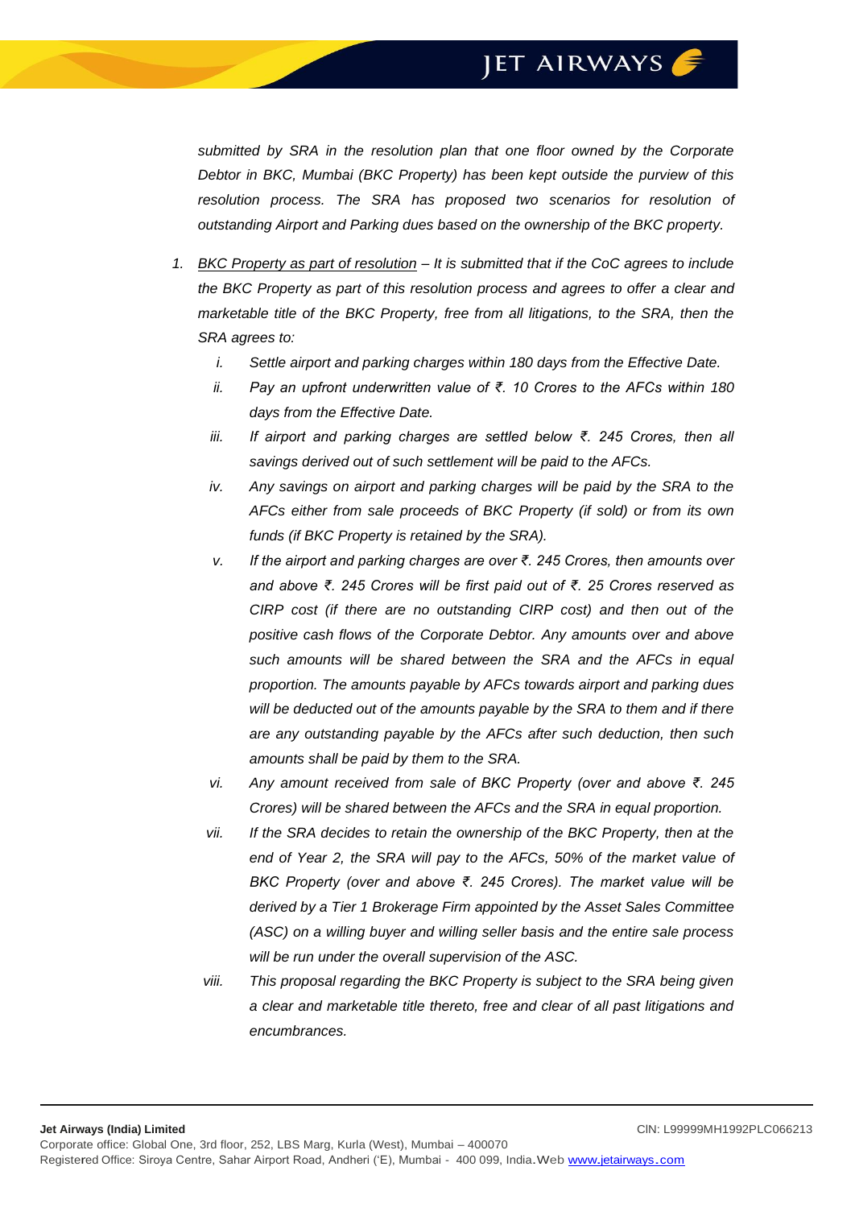*submitted by SRA in the resolution plan that one floor owned by the Corporate Debtor in BKC, Mumbai (BKC Property) has been kept outside the purview of this resolution process. The SRA has proposed two scenarios for resolution of outstanding Airport and Parking dues based on the ownership of the BKC property.*

1. *<u>BKC Property as part of resolution</u> – It is submitted that if the CoC agrees to include the BKC Property as part of this resolution process and agrees to offer a clear and marketable title of the BKC Property, free from all litigations, to the SRA, then the SRA agrees to:*

   i. *Settle airport and parking charges within 180 days from the Effective Date.*

   ii. *Pay an upfront underwritten value of ₹. 10 Crores to the AFCs within 180 days from the Effective Date.*

   iii. *If airport and parking charges are settled below ₹. 245 Crores, then all savings derived out of such settlement will be paid to the AFCs.*

   iv. *Any savings on airport and parking charges will be paid by the SRA to the AFCs either from sale proceeds of BKC Property (if sold) or from its own funds (if BKC Property is retained by the SRA).*

   v. *If the airport and parking charges are over ₹. 245 Crores, then amounts over and above ₹. 245 Crores will be first paid out of ₹. 25 Crores reserved as CIRP cost (if there are no outstanding CIRP cost) and then out of the positive cash flows of the Corporate Debtor. Any amounts over and above such amounts will be shared between the SRA and the AFCs in equal proportion. The amounts payable by AFCs towards airport and parking dues will be deducted out of the amounts payable by the SRA to them and if there are any outstanding payable by the AFCs after such deduction, then such amounts shall be paid by them to the SRA.*

   vi. *Any amount received from sale of BKC Property (over and above ₹. 245 Crores) will be shared between the AFCs and the SRA in equal proportion.*

   vii. *If the SRA decides to retain the ownership of the BKC Property, then at the end of Year 2, the SRA will pay to the AFCs, 50% of the market value of BKC Property (over and above ₹. 245 Crores). The market value will be derived by a Tier 1 Brokerage Firm appointed by the Asset Sales Committee (ASC) on a willing buyer and willing seller basis and the entire sale process will be run under the overall supervision of the ASC.*

   viii. *This proposal regarding the BKC Property is subject to the SRA being given a clear and marketable title thereto, free and clear of all past litigations and encumbrances.*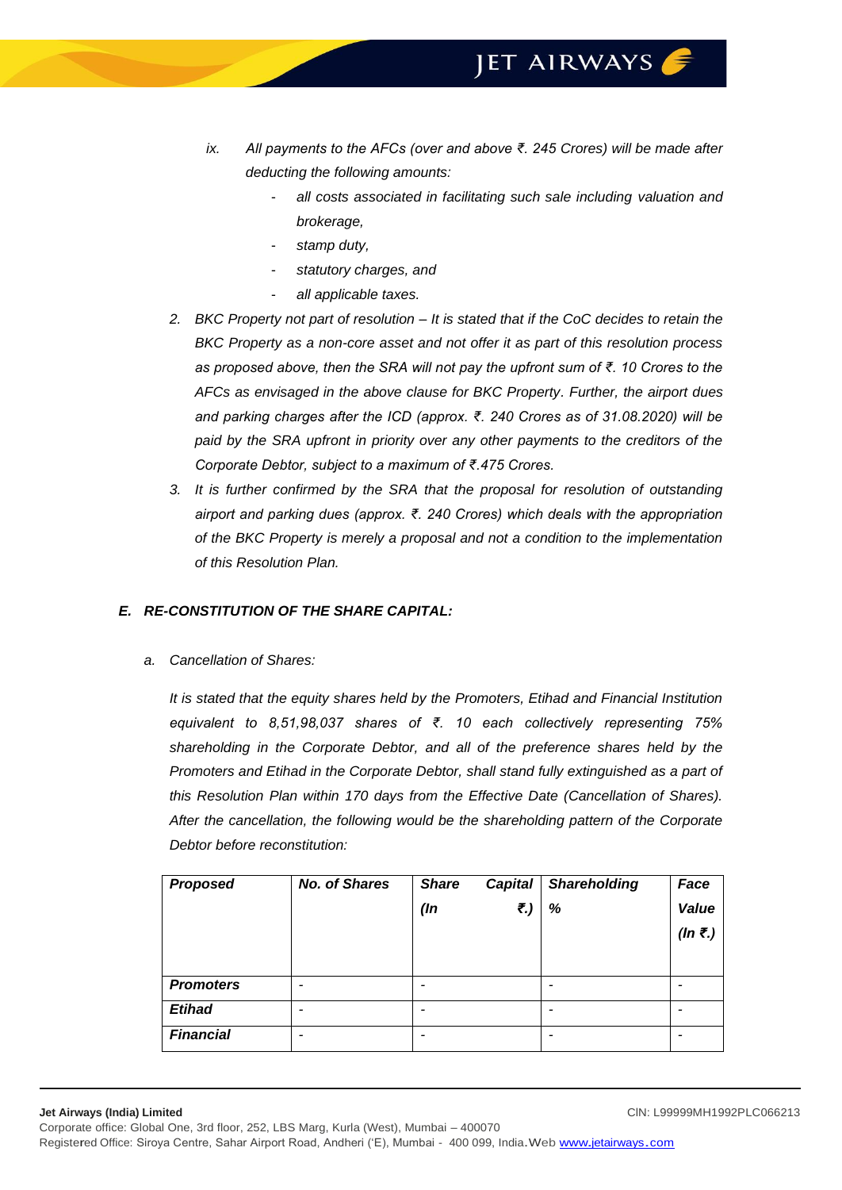ix. *All payments to the AFCs (over and above ₹. 245 Crores) will be made after deducting the following amounts:*
   - *all costs associated in facilitating such sale including valuation and brokerage,*
   - *stamp duty,*
   - *statutory charges, and*
   - *all applicable taxes.*

2. *BKC Property not part of resolution – It is stated that if the CoC decides to retain the BKC Property as a non-core asset and not offer it as part of this resolution process as proposed above, then the SRA will not pay the upfront sum of ₹. 10 Crores to the AFCs as envisaged in the above clause for BKC Property. Further, the airport dues and parking charges after the ICD (approx. ₹. 240 Crores as of 31.08.2020) will be paid by the SRA upfront in priority over any other payments to the creditors of the Corporate Debtor, subject to a maximum of ₹.475 Crores.*

3. *It is further confirmed by the SRA that the proposal for resolution of outstanding airport and parking dues (approx. ₹. 240 Crores) which deals with the appropriation of the BKC Property is merely a proposal and not a condition to the implementation of this Resolution Plan.*

### *E. RE-CONSTITUTION OF THE SHARE CAPITAL:*

*a. Cancellation of Shares:*

*It is stated that the equity shares held by the Promoters, Etihad and Financial Institution equivalent to 8,51,98,037 shares of ₹. 10 each collectively representing 75% shareholding in the Corporate Debtor, and all of the preference shares held by the Promoters and Etihad in the Corporate Debtor, shall stand fully extinguished as a part of this Resolution Plan within 170 days from the Effective Date (Cancellation of Shares). After the cancellation, the following would be the shareholding pattern of the Corporate Debtor before reconstitution:*

| ***Proposed*** | ***No. of Shares*** | ***Share Capital (In ₹.)*** | ***Shareholding %*** | ***Face Value (In ₹.)*** |
|---|---|---|---|---|
| ***Promoters*** | - | - | - | - |
| ***Etihad*** | - | - | - | - |
| ***Financial*** | - | - | - | - |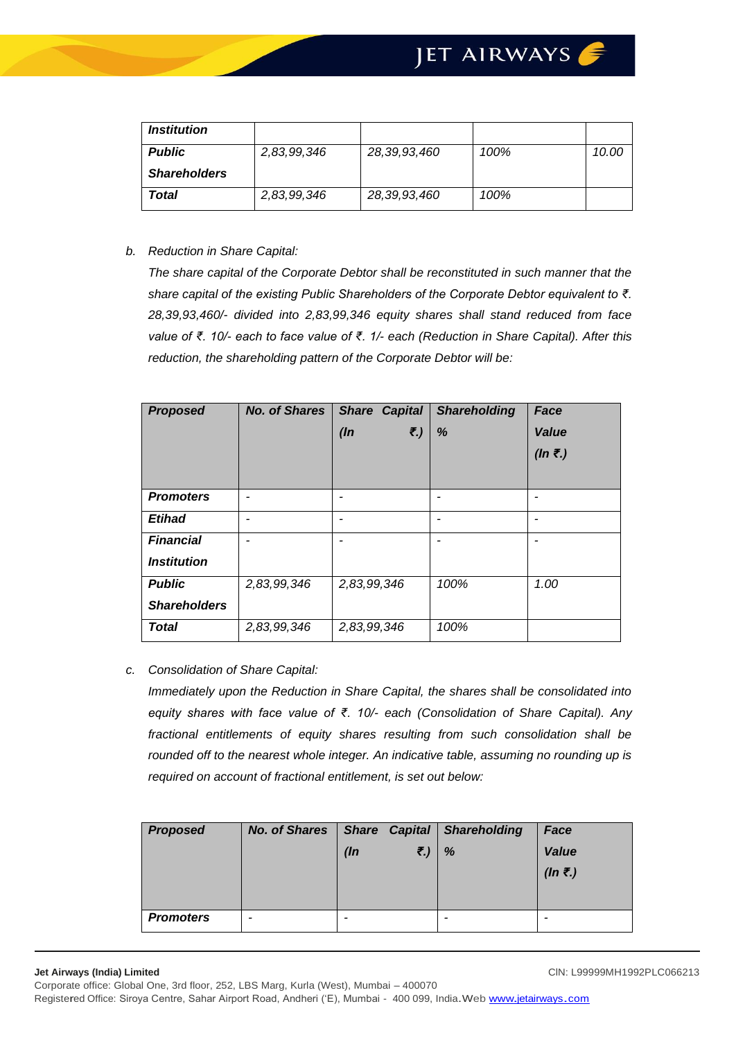| | | | | |
|---|---|---|---|---|
| ***Institution*** | | | | |
| ***Public Shareholders*** | *2,83,99,346* | *28,39,93,460* | *100%* | *10.00* |
| ***Total*** | *2,83,99,346* | *28,39,93,460* | *100%* | |

b. *Reduction in Share Capital:*

*The share capital of the Corporate Debtor shall be reconstituted in such manner that the share capital of the existing Public Shareholders of the Corporate Debtor equivalent to ₹. 28,39,93,460/- divided into 2,83,99,346 equity shares shall stand reduced from face value of ₹. 10/- each to face value of ₹. 1/- each (Reduction in Share Capital). After this reduction, the shareholding pattern of the Corporate Debtor will be:*

| ***Proposed*** | ***No. of Shares*** | ***Share Capital (In ₹.)*** | ***Shareholding %*** | ***Face Value (In ₹.)*** |
|---|---|---|---|---|
| ***Promoters*** | - | - | - | - |
| ***Etihad*** | - | - | - | - |
| ***Financial Institution*** | - | - | - | - |
| ***Public Shareholders*** | *2,83,99,346* | *2,83,99,346* | *100%* | *1.00* |
| ***Total*** | *2,83,99,346* | *2,83,99,346* | *100%* | |

c. *Consolidation of Share Capital:*

*Immediately upon the Reduction in Share Capital, the shares shall be consolidated into equity shares with face value of ₹. 10/- each (Consolidation of Share Capital). Any fractional entitlements of equity shares resulting from such consolidation shall be rounded off to the nearest whole integer. An indicative table, assuming no rounding up is required on account of fractional entitlement, is set out below:*

| ***Proposed*** | ***No. of Shares*** | ***Share Capital (In ₹.)*** | ***Shareholding %*** | ***Face Value (In ₹.)*** |
|---|---|---|---|---|
| ***Promoters*** | - | - | - | - |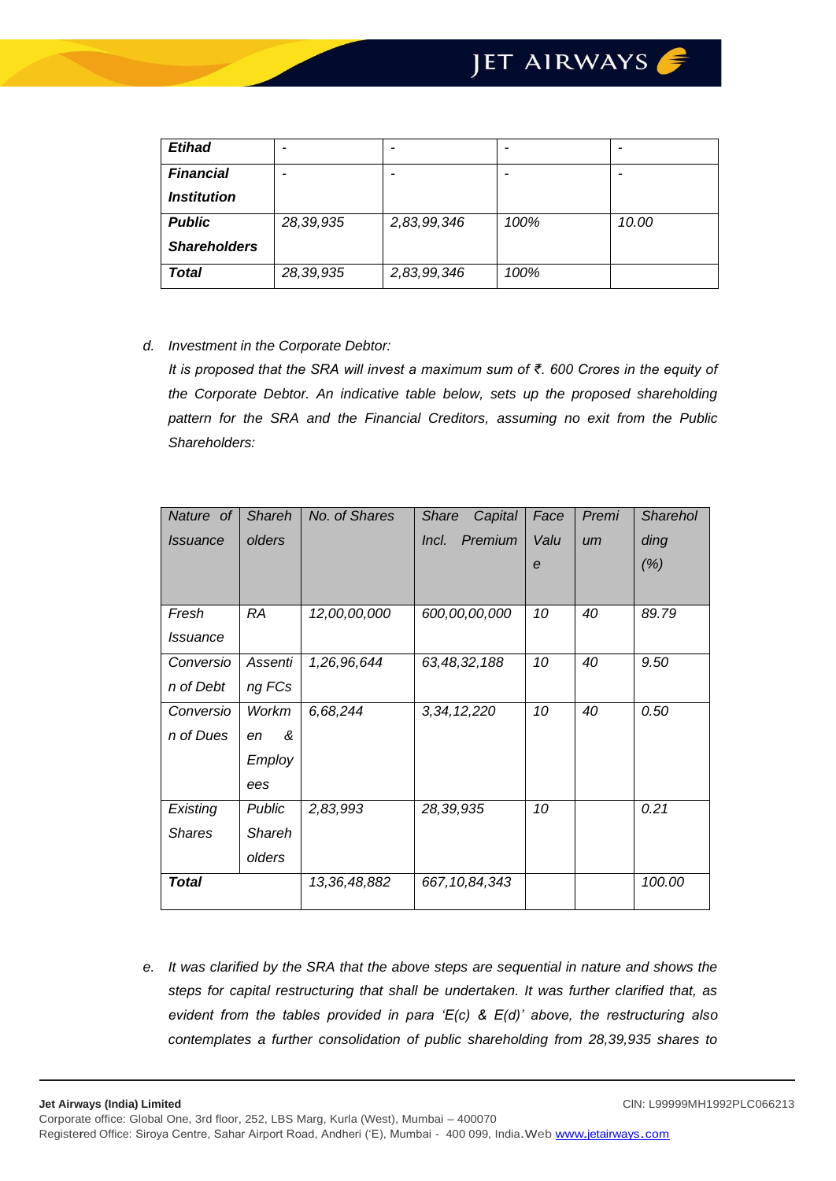| | | | | |
|---|---|---|---|---|
| ***Etihad*** | - | - | - | - |
| ***Financial Institution*** | - | - | - | - |
| ***Public Shareholders*** | *28,39,935* | *2,83,99,346* | *100%* | *10.00* |
| ***Total*** | *28,39,935* | *2,83,99,346* | *100%* | |

d. *Investment in the Corporate Debtor:*

*It is proposed that the SRA will invest a maximum sum of ₹. 600 Crores in the equity of the Corporate Debtor. An indicative table below, sets up the proposed shareholding pattern for the SRA and the Financial Creditors, assuming no exit from the Public Shareholders:*

| *Nature of Issuance* | *Shareholders* | *No. of Shares* | *Share Capital Incl. Premium* | *Face Value* | *Premium* | *Shareholding (%)* |
|---|---|---|---|---|---|---|
| *Fresh Issuance* | *RA* | *12,00,00,000* | *600,00,00,000* | *10* | *40* | *89.79* |
| *Conversion of Debt* | *Assenting FCs* | *1,26,96,644* | *63,48,32,188* | *10* | *40* | *9.50* |
| *Conversion of Dues* | *Workmen & Employees* | *6,68,244* | *3,34,12,220* | *10* | *40* | *0.50* |
| *Existing Shares* | *Public Shareholders* | *2,83,993* | *28,39,935* | *10* | | *0.21* |
| ***Total*** | | *13,36,48,882* | *667,10,84,343* | | | *100.00* |

e. *It was clarified by the SRA that the above steps are sequential in nature and shows the steps for capital restructuring that shall be undertaken. It was further clarified that, as evident from the tables provided in para 'E(c) & E(d)' above, the restructuring also contemplates a further consolidation of public shareholding from 28,39,935 shares to*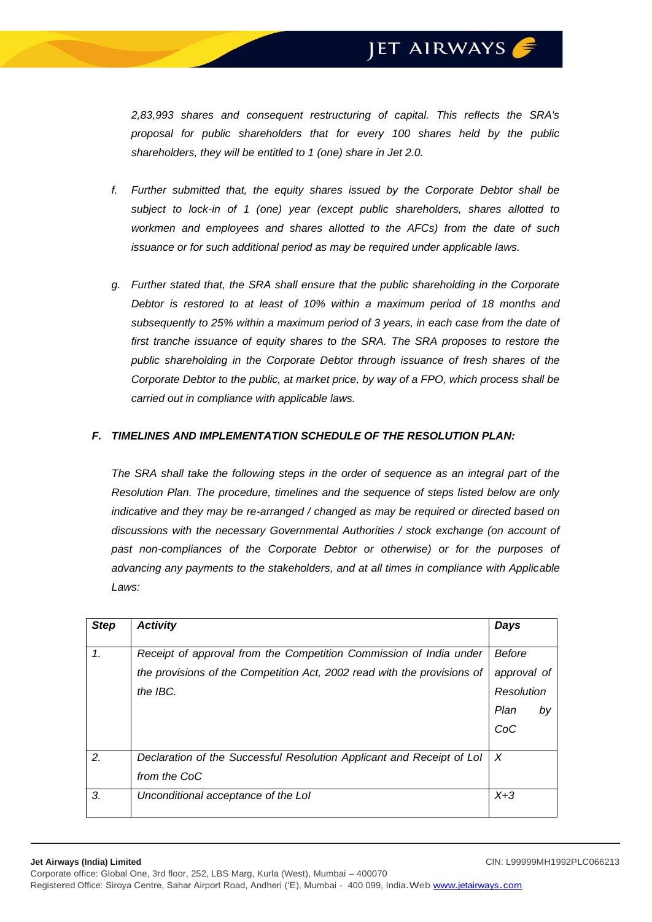*2,83,993 shares and consequent restructuring of capital. This reflects the SRA's proposal for public shareholders that for every 100 shares held by the public shareholders, they will be entitled to 1 (one) share in Jet 2.0.*

*f. Further submitted that, the equity shares issued by the Corporate Debtor shall be subject to lock-in of 1 (one) year (except public shareholders, shares allotted to workmen and employees and shares allotted to the AFCs) from the date of such issuance or for such additional period as may be required under applicable laws.*

*g. Further stated that, the SRA shall ensure that the public shareholding in the Corporate Debtor is restored to at least of 10% within a maximum period of 18 months and subsequently to 25% within a maximum period of 3 years, in each case from the date of first tranche issuance of equity shares to the SRA. The SRA proposes to restore the public shareholding in the Corporate Debtor through issuance of fresh shares of the Corporate Debtor to the public, at market price, by way of a FPO, which process shall be carried out in compliance with applicable laws.*

### *F. TIMELINES AND IMPLEMENTATION SCHEDULE OF THE RESOLUTION PLAN:*

*The SRA shall take the following steps in the order of sequence as an integral part of the Resolution Plan. The procedure, timelines and the sequence of steps listed below are only indicative and they may be re-arranged / changed as may be required or directed based on discussions with the necessary Governmental Authorities / stock exchange (on account of past non-compliances of the Corporate Debtor or otherwise) or for the purposes of advancing any payments to the stakeholders, and at all times in compliance with Applicable Laws:*

| ***Step*** | ***Activity*** | ***Days*** |
|---|---|---|
| *1.* | *Receipt of approval from the Competition Commission of India under the provisions of the Competition Act, 2002 read with the provisions of the IBC.* | *Before approval of Resolution Plan by CoC* |
| *2.* | *Declaration of the Successful Resolution Applicant and Receipt of LoI from the CoC* | *X* |
| *3.* | *Unconditional acceptance of the LoI* | *X+3* |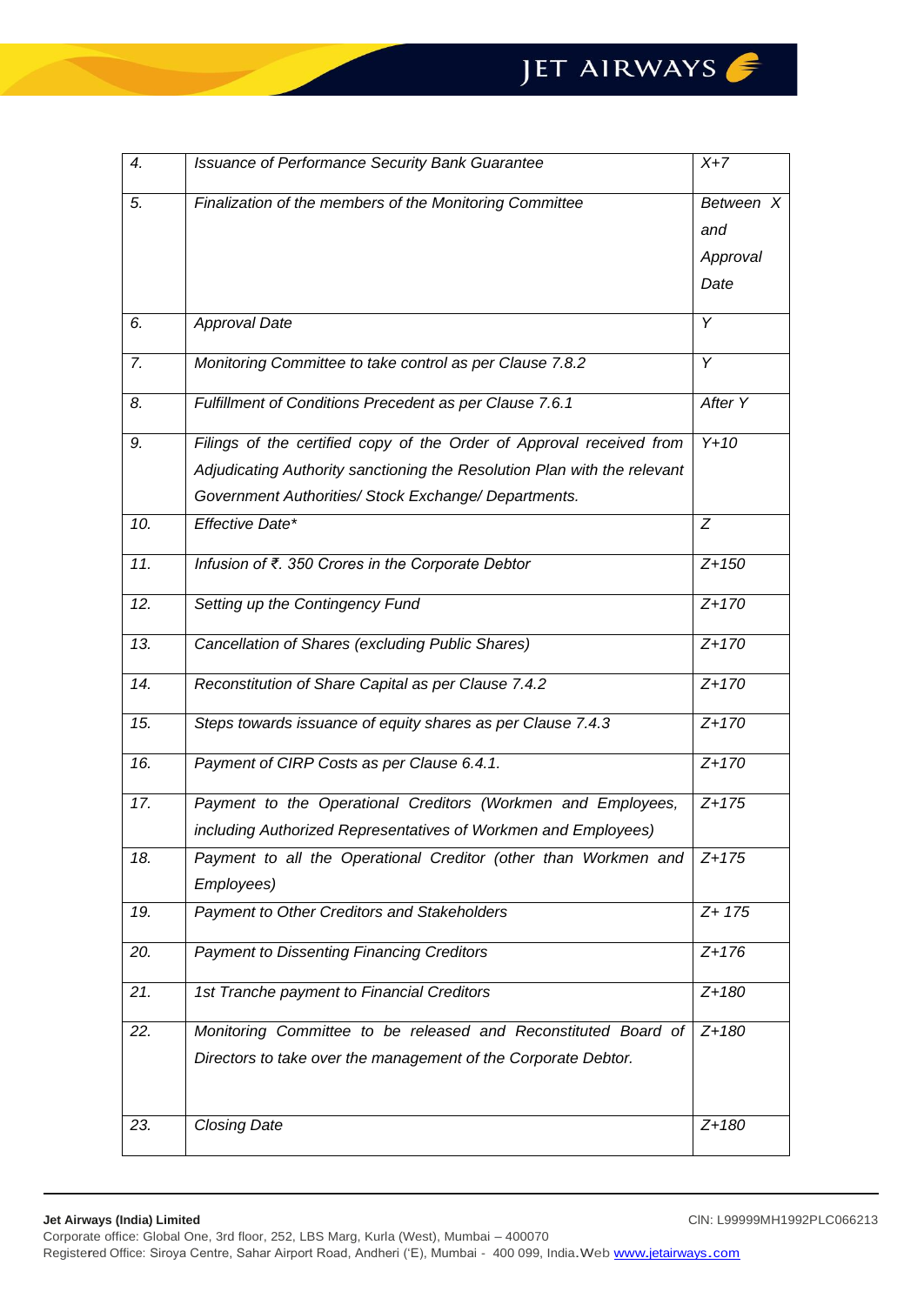| | | |
|---|---|---|
| *4.* | *Issuance of Performance Security Bank Guarantee* | *X+7* |
| *5.* | *Finalization of the members of the Monitoring Committee* | *Between X and Approval Date* |
| *6.* | *Approval Date* | *Y* |
| *7.* | *Monitoring Committee to take control as per Clause 7.8.2* | *Y* |
| *8.* | *Fulfillment of Conditions Precedent as per Clause 7.6.1* | *After Y* |
| *9.* | *Filings of the certified copy of the Order of Approval received from Adjudicating Authority sanctioning the Resolution Plan with the relevant Government Authorities/ Stock Exchange/ Departments.* | *Y+10* |
| *10.* | *Effective Date** | *Z* |
| *11.* | *Infusion of ₹. 350 Crores in the Corporate Debtor* | *Z+150* |
| *12.* | *Setting up the Contingency Fund* | *Z+170* |
| *13.* | *Cancellation of Shares (excluding Public Shares)* | *Z+170* |
| *14.* | *Reconstitution of Share Capital as per Clause 7.4.2* | *Z+170* |
| *15.* | *Steps towards issuance of equity shares as per Clause 7.4.3* | *Z+170* |
| *16.* | *Payment of CIRP Costs as per Clause 6.4.1.* | *Z+170* |
| *17.* | *Payment to the Operational Creditors (Workmen and Employees, including Authorized Representatives of Workmen and Employees)* | *Z+175* |
| *18.* | *Payment to all the Operational Creditor (other than Workmen and Employees)* | *Z+175* |
| *19.* | *Payment to Other Creditors and Stakeholders* | *Z+ 175* |
| *20.* | *Payment to Dissenting Financing Creditors* | *Z+176* |
| *21.* | *1st Tranche payment to Financial Creditors* | *Z+180* |
| *22.* | *Monitoring Committee to be released and Reconstituted Board of Directors to take over the management of the Corporate Debtor.* | *Z+180* |
| *23.* | *Closing Date* | *Z+180* |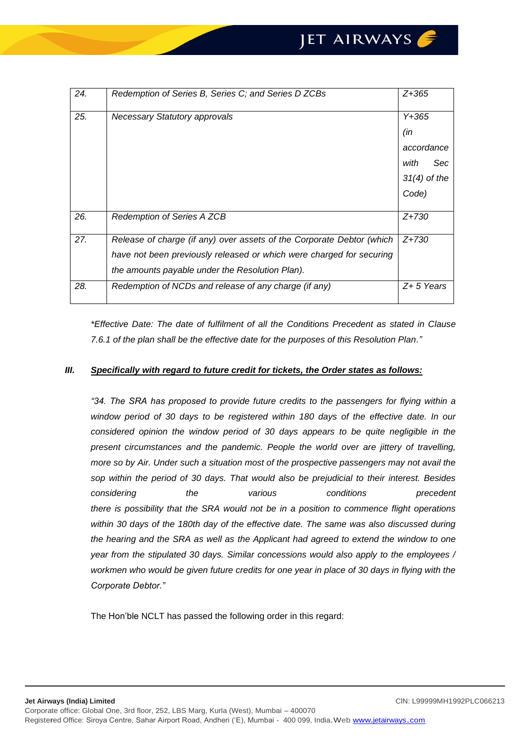| | | |
|---|---|---|
| *24.* | *Redemption of Series B, Series C; and Series D ZCBs* | *Z+365* |
| *25.* | *Necessary Statutory approvals* | *Y+365 (in accordance with Sec 31(4) of the Code)* |
| *26.* | *Redemption of Series A ZCB* | *Z+730* |
| *27.* | *Release of charge (if any) over assets of the Corporate Debtor (which have not been previously released or which were charged for securing the amounts payable under the Resolution Plan).* | *Z+730* |
| *28.* | *Redemption of NCDs and release of any charge (if any)* | *Z+ 5 Years* |

**Effective Date: The date of fulfilment of all the Conditions Precedent as stated in Clause 7.6.1 of the plan shall be the effective date for the purposes of this Resolution Plan."*

***III. <u>Specifically with regard to future credit for tickets, the Order states as follows:</u>***

*"34. The SRA has proposed to provide future credits to the passengers for flying within a window period of 30 days to be registered within 180 days of the effective date. In our considered opinion the window period of 30 days appears to be quite negligible in the present circumstances and the pandemic. People the world over are jittery of travelling, more so by Air. Under such a situation most of the prospective passengers may not avail the sop within the period of 30 days. That would also be prejudicial to their interest. Besides considering the various conditions precedent there is possibility that the SRA would not be in a position to commence flight operations within 30 days of the 180th day of the effective date. The same was also discussed during the hearing and the SRA as well as the Applicant had agreed to extend the window to one year from the stipulated 30 days. Similar concessions would also apply to the employees / workmen who would be given future credits for one year in place of 30 days in flying with the Corporate Debtor."*

The Hon'ble NCLT has passed the following order in this regard: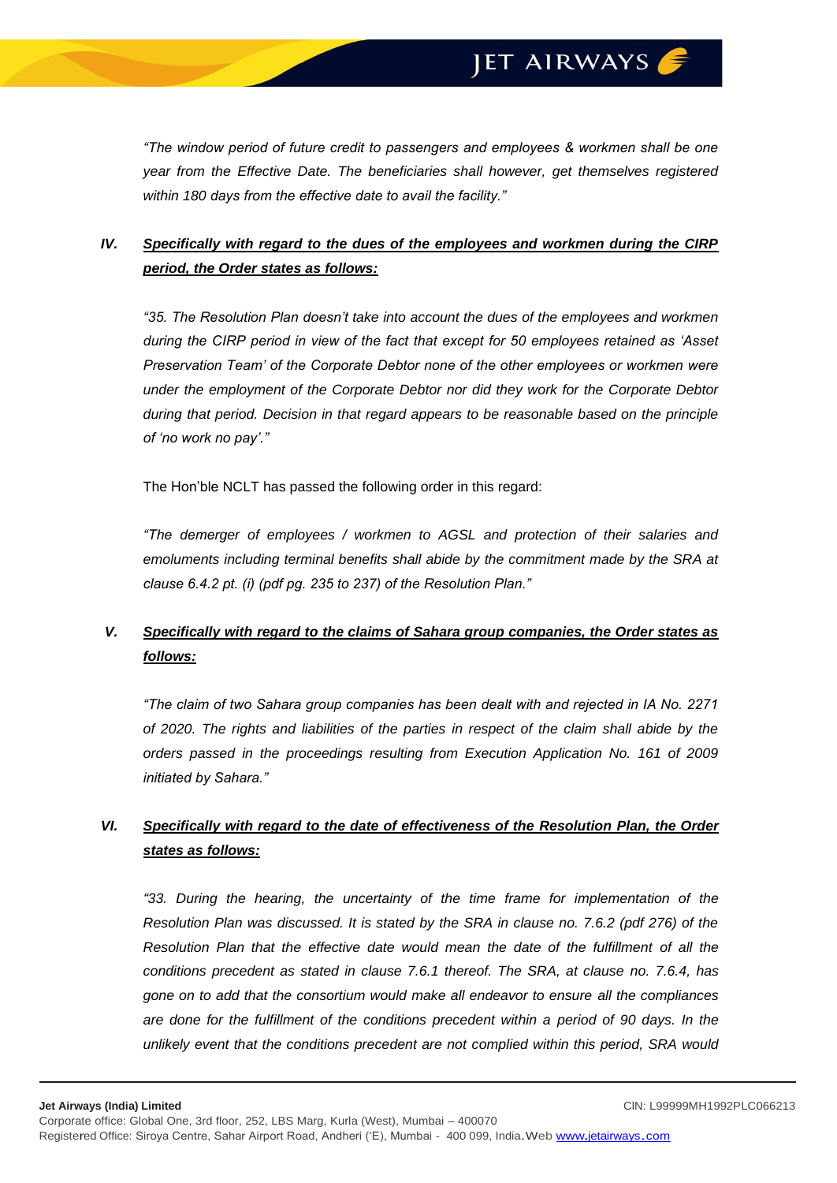*"The window period of future credit to passengers and employees & workmen shall be one year from the Effective Date. The beneficiaries shall however, get themselves registered within 180 days from the effective date to avail the facility."*

**IV.** ***Specifically with regard to the dues of the employees and workmen during the CIRP period, the Order states as follows:***

*"35. The Resolution Plan doesn't take into account the dues of the employees and workmen during the CIRP period in view of the fact that except for 50 employees retained as 'Asset Preservation Team' of the Corporate Debtor none of the other employees or workmen were under the employment of the Corporate Debtor nor did they work for the Corporate Debtor during that period. Decision in that regard appears to be reasonable based on the principle of 'no work no pay'."*

The Hon'ble NCLT has passed the following order in this regard:

*"The demerger of employees / workmen to AGSL and protection of their salaries and emoluments including terminal benefits shall abide by the commitment made by the SRA at clause 6.4.2 pt. (i) (pdf pg. 235 to 237) of the Resolution Plan."*

**V.** ***Specifically with regard to the claims of Sahara group companies, the Order states as follows:***

*"The claim of two Sahara group companies has been dealt with and rejected in IA No. 2271 of 2020. The rights and liabilities of the parties in respect of the claim shall abide by the orders passed in the proceedings resulting from Execution Application No. 161 of 2009 initiated by Sahara."*

**VI.** ***Specifically with regard to the date of effectiveness of the Resolution Plan, the Order states as follows:***

*"33. During the hearing, the uncertainty of the time frame for implementation of the Resolution Plan was discussed. It is stated by the SRA in clause no. 7.6.2 (pdf 276) of the Resolution Plan that the effective date would mean the date of the fulfillment of all the conditions precedent as stated in clause 7.6.1 thereof. The SRA, at clause no. 7.6.4, has gone on to add that the consortium would make all endeavor to ensure all the compliances are done for the fulfillment of the conditions precedent within a period of 90 days. In the unlikely event that the conditions precedent are not complied within this period, SRA would*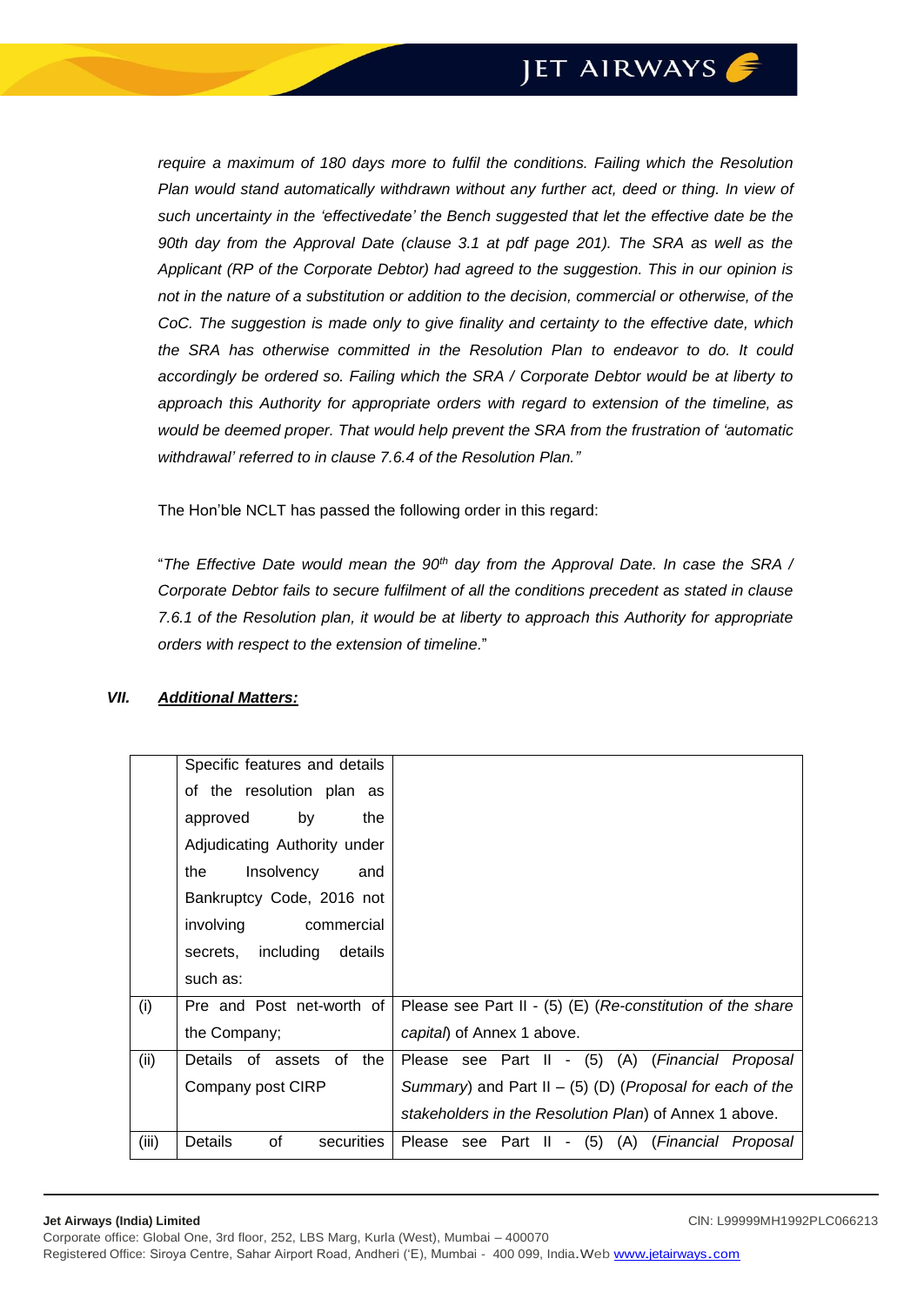*require a maximum of 180 days more to fulfil the conditions. Failing which the Resolution Plan would stand automatically withdrawn without any further act, deed or thing. In view of such uncertainty in the 'effectivedate' the Bench suggested that let the effective date be the 90th day from the Approval Date (clause 3.1 at pdf page 201). The SRA as well as the Applicant (RP of the Corporate Debtor) had agreed to the suggestion. This in our opinion is not in the nature of a substitution or addition to the decision, commercial or otherwise, of the CoC. The suggestion is made only to give finality and certainty to the effective date, which the SRA has otherwise committed in the Resolution Plan to endeavor to do. It could accordingly be ordered so. Failing which the SRA / Corporate Debtor would be at liberty to approach this Authority for appropriate orders with regard to extension of the timeline, as would be deemed proper. That would help prevent the SRA from the frustration of 'automatic withdrawal' referred to in clause 7.6.4 of the Resolution Plan."*

The Hon'ble NCLT has passed the following order in this regard:

"*The Effective Date would mean the 90th day from the Approval Date. In case the SRA / Corporate Debtor fails to secure fulfilment of all the conditions precedent as stated in clause 7.6.1 of the Resolution plan, it would be at liberty to approach this Authority for appropriate orders with respect to the extension of timeline.*"

### *VII. Additional Matters:*

| | | |
|---|---|---|
| | Specific features and details of the resolution plan as approved by the Adjudicating Authority under the Insolvency and Bankruptcy Code, 2016 not involving commercial secrets, including details such as: | |
| (i) | Pre and Post net-worth of the Company; | Please see Part II - (5) (E) (*Re-constitution of the share capital*) of Annex 1 above. |
| (ii) | Details of assets of the Company post CIRP | Please see Part II - (5) (A) (*Financial Proposal Summary*) and Part II – (5) (D) (*Proposal for each of the stakeholders in the Resolution Plan*) of Annex 1 above. |
| (iii) | Details of securities | Please see Part II - (5) (A) (*Financial Proposal* |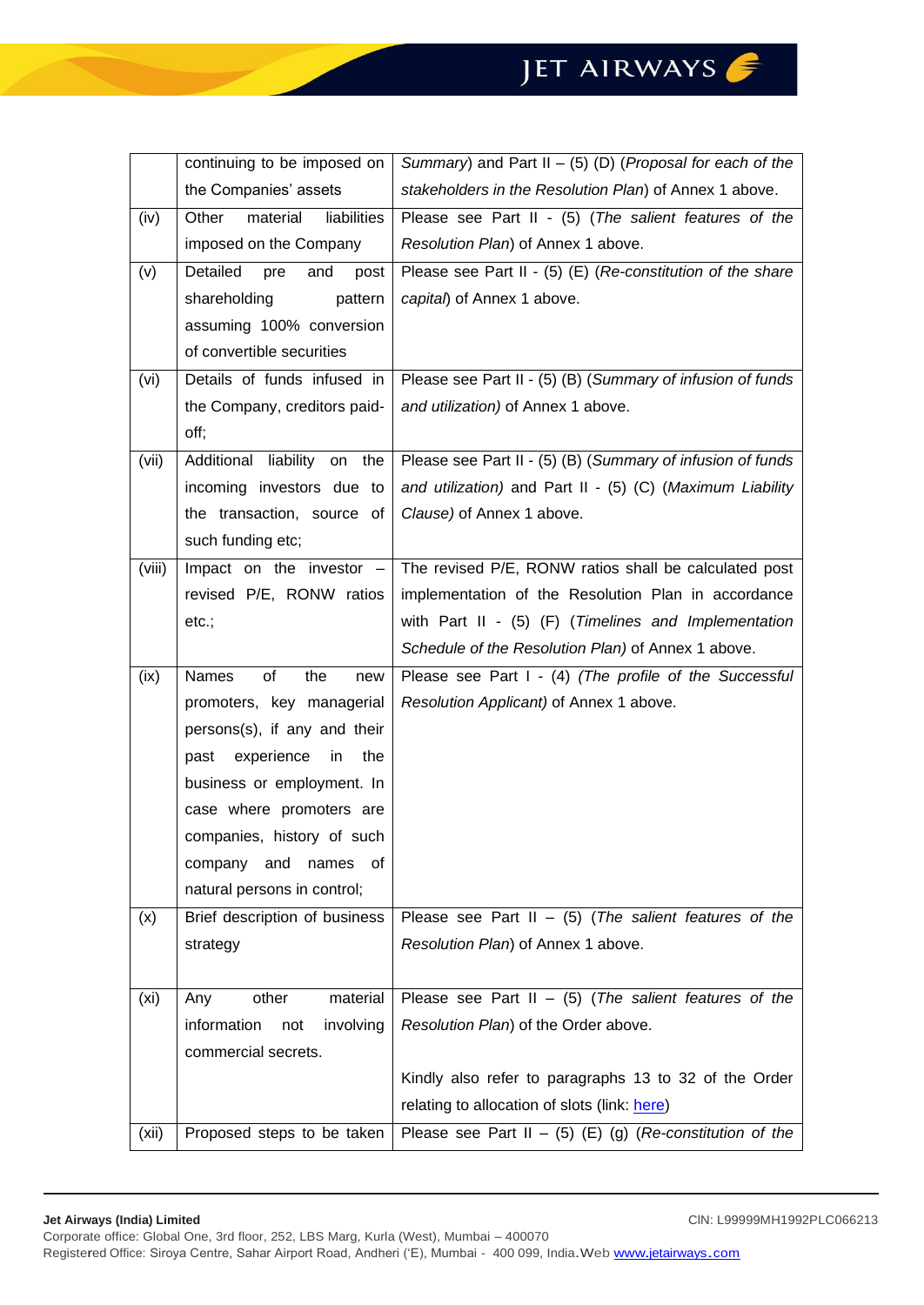| | | |
|---|---|---|
| | continuing to be imposed on the Companies' assets | *Summary*) and Part II – (5) (D) (*Proposal for each of the stakeholders in the Resolution Plan*) of Annex 1 above. |
| (iv) | Other material liabilities imposed on the Company | Please see Part II - (5) (*The salient features of the Resolution Plan*) of Annex 1 above. |
| (v) | Detailed pre and post shareholding pattern assuming 100% conversion of convertible securities | Please see Part II - (5) (E) (*Re-constitution of the share capital*) of Annex 1 above. |
| (vi) | Details of funds infused in the Company, creditors paid-off; | Please see Part II - (5) (B) (*Summary of infusion of funds and utilization)* of Annex 1 above. |
| (vii) | Additional liability on the incoming investors due to the transaction, source of such funding etc; | Please see Part II - (5) (B) (*Summary of infusion of funds and utilization)* and Part II - (5) (C) (*Maximum Liability Clause)* of Annex 1 above. |
| (viii) | Impact on the investor – revised P/E, RONW ratios etc.; | The revised P/E, RONW ratios shall be calculated post implementation of the Resolution Plan in accordance with Part II - (5) (F) (*Timelines and Implementation Schedule of the Resolution Plan)* of Annex 1 above. |
| (ix) | Names of the new promoters, key managerial persons(s), if any and their past experience in the business or employment. In case where promoters are companies, history of such company and names of natural persons in control; | Please see Part I - (4) *(The profile of the Successful Resolution Applicant)* of Annex 1 above. |
| (x) | Brief description of business strategy | Please see Part II – (5) (*The salient features of the Resolution Plan*) of Annex 1 above. |
| (xi) | Any other material information not involving commercial secrets. | Please see Part II – (5) (*The salient features of the Resolution Plan*) of the Order above.<br><br>Kindly also refer to paragraphs 13 to 32 of the Order relating to allocation of slots (link: here) |
| (xii) | Proposed steps to be taken | Please see Part II – (5) (E) (g) (*Re-constitution of the* |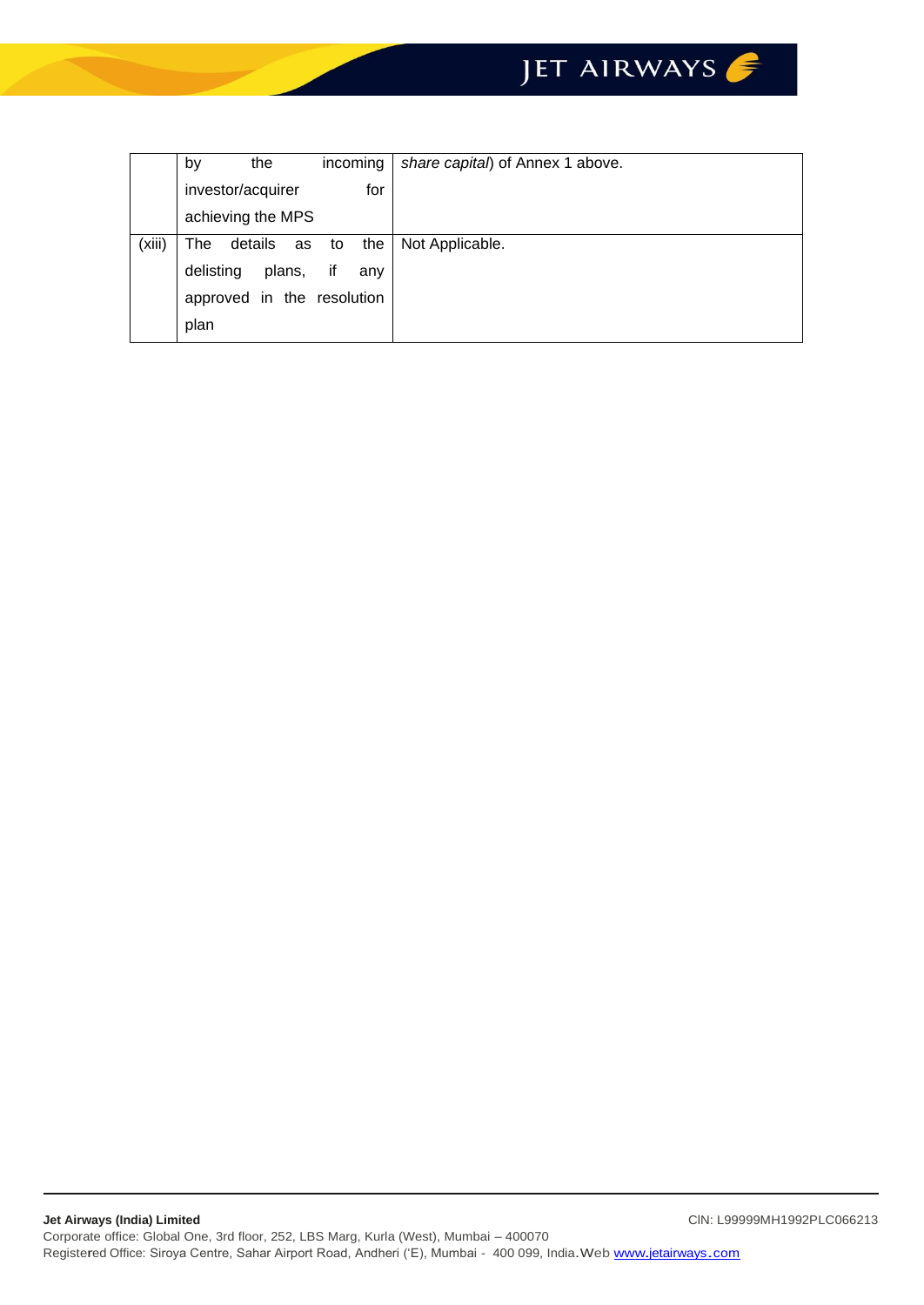| | | |
|---|---|---|
| | by the incoming investor/acquirer for achieving the MPS | *share capital*) of Annex 1 above. |
| (xiii) | The details as to the delisting plans, if any approved in the resolution plan | Not Applicable. |